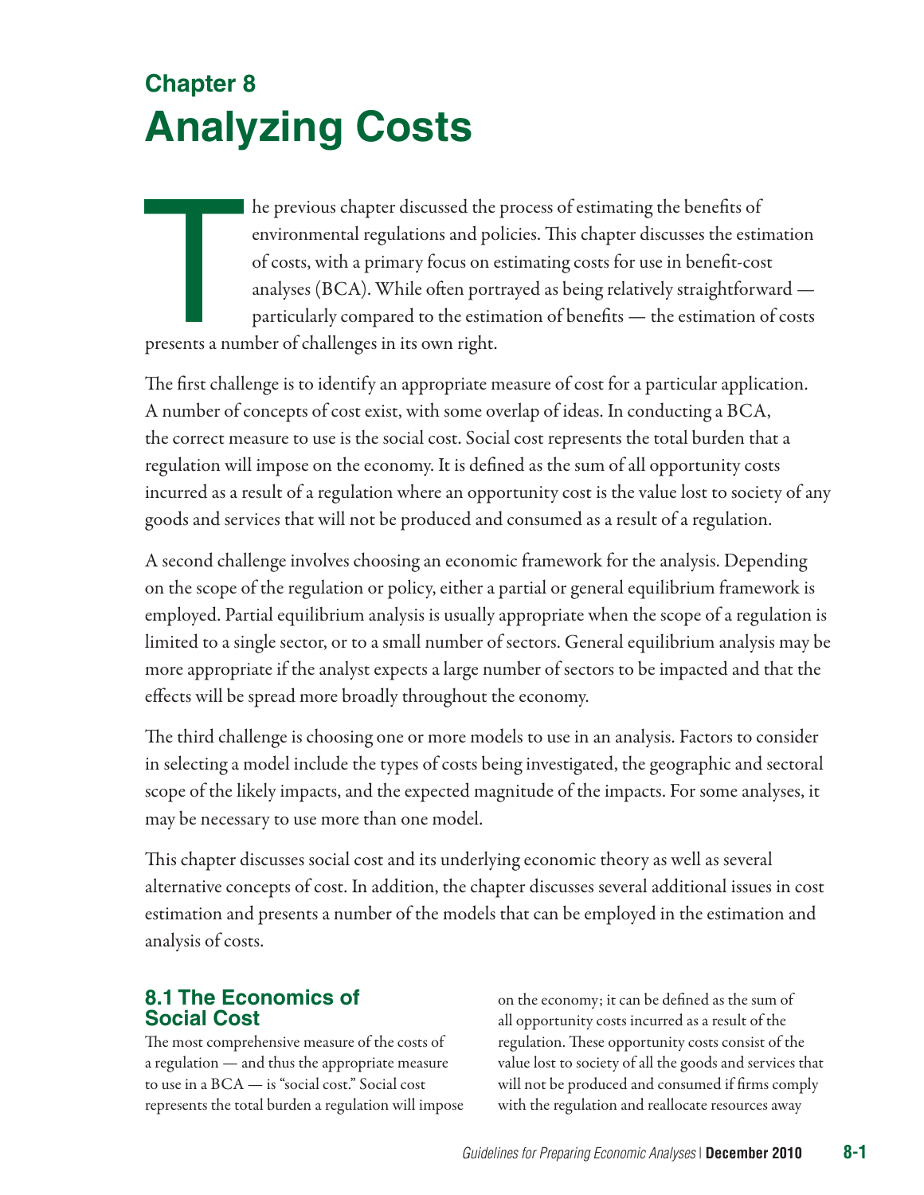# Chapter 8
# Analyzing Costs

The previous chapter discussed the process of estimating the benefits of environmental regulations and policies. This chapter discusses the estimation of costs, with a primary focus on estimating costs for use in benefit-cost analyses (BCA). While often portrayed as being relatively straightforward — particularly compared to the estimation of benefits — the estimation of costs presents a number of challenges in its own right.

The first challenge is to identify an appropriate measure of cost for a particular application. A number of concepts of cost exist, with some overlap of ideas. In conducting a BCA, the correct measure to use is the social cost. Social cost represents the total burden that a regulation will impose on the economy. It is defined as the sum of all opportunity costs incurred as a result of a regulation where an opportunity cost is the value lost to society of any goods and services that will not be produced and consumed as a result of a regulation.

A second challenge involves choosing an economic framework for the analysis. Depending on the scope of the regulation or policy, either a partial or general equilibrium framework is employed. Partial equilibrium analysis is usually appropriate when the scope of a regulation is limited to a single sector, or to a small number of sectors. General equilibrium analysis may be more appropriate if the analyst expects a large number of sectors to be impacted and that the effects will be spread more broadly throughout the economy.

The third challenge is choosing one or more models to use in an analysis. Factors to consider in selecting a model include the types of costs being investigated, the geographic and sectoral scope of the likely impacts, and the expected magnitude of the impacts. For some analyses, it may be necessary to use more than one model.

This chapter discusses social cost and its underlying economic theory as well as several alternative concepts of cost. In addition, the chapter discusses several additional issues in cost estimation and presents a number of the models that can be employed in the estimation and analysis of costs.

## 8.1 The Economics of Social Cost

The most comprehensive measure of the costs of a regulation — and thus the appropriate measure to use in a BCA — is "social cost." Social cost represents the total burden a regulation will impose on the economy; it can be defined as the sum of all opportunity costs incurred as a result of the regulation. These opportunity costs consist of the value lost to society of all the goods and services that will not be produced and consumed if firms comply with the regulation and reallocate resources away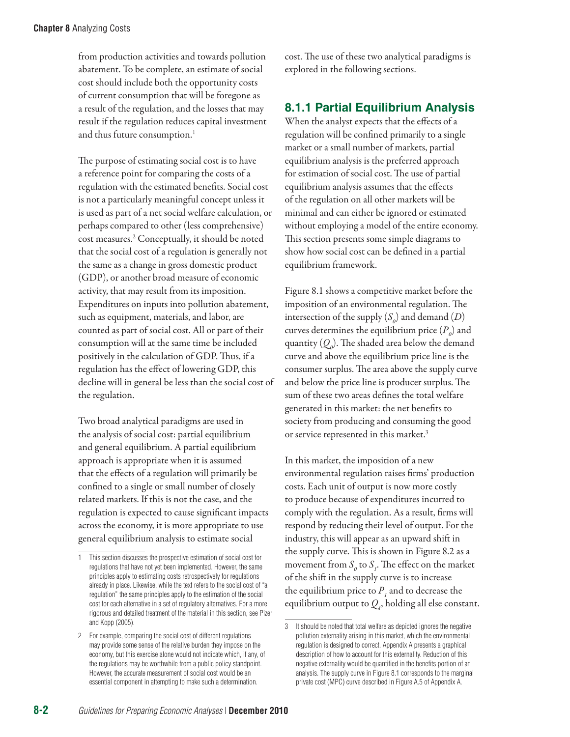from production activities and towards pollution abatement. To be complete, an estimate of social cost should include both the opportunity costs of current consumption that will be foregone as a result of the regulation, and the losses that may result if the regulation reduces capital investment and thus future consumption.[1]

The purpose of estimating social cost is to have a reference point for comparing the costs of a regulation with the estimated benefits. Social cost is not a particularly meaningful concept unless it is used as part of a net social welfare calculation, or perhaps compared to other (less comprehensive) cost measures.[2] Conceptually, it should be noted that the social cost of a regulation is generally not the same as a change in gross domestic product (GDP), or another broad measure of economic activity, that may result from its imposition. Expenditures on inputs into pollution abatement, such as equipment, materials, and labor, are counted as part of social cost. All or part of their consumption will at the same time be included positively in the calculation of GDP. Thus, if a regulation has the effect of lowering GDP, this decline will in general be less than the social cost of the regulation.

Two broad analytical paradigms are used in the analysis of social cost: partial equilibrium and general equilibrium. A partial equilibrium approach is appropriate when it is assumed that the effects of a regulation will primarily be confined to a single or small number of closely related markets. If this is not the case, and the regulation is expected to cause significant impacts across the economy, it is more appropriate to use general equilibrium analysis to estimate social cost. The use of these two analytical paradigms is explored in the following sections.

## 8.1.1 Partial Equilibrium Analysis

When the analyst expects that the effects of a regulation will be confined primarily to a single market or a small number of markets, partial equilibrium analysis is the preferred approach for estimation of social cost. The use of partial equilibrium analysis assumes that the effects of the regulation on all other markets will be minimal and can either be ignored or estimated without employing a model of the entire economy. This section presents some simple diagrams to show how social cost can be defined in a partial equilibrium framework.

Figure 8.1 shows a competitive market before the imposition of an environmental regulation. The intersection of the supply ($S_0$) and demand ($D$) curves determines the equilibrium price ($P_0$) and quantity ($Q_0$). The shaded area below the demand curve and above the equilibrium price line is the consumer surplus. The area above the supply curve and below the price line is producer surplus. The sum of these two areas defines the total welfare generated in this market: the net benefits to society from producing and consuming the good or service represented in this market.[3]

In this market, the imposition of a new environmental regulation raises firms' production costs. Each unit of output is now more costly to produce because of expenditures incurred to comply with the regulation. As a result, firms will respond by reducing their level of output. For the industry, this will appear as an upward shift in the supply curve. This is shown in Figure 8.2 as a movement from $S_0$ to $S_1$. The effect on the market of the shift in the supply curve is to increase the equilibrium price to $P_1$ and to decrease the equilibrium output to $Q_1$, holding all else constant.

---

1 This section discusses the prospective estimation of social cost for regulations that have not yet been implemented. However, the same principles apply to estimating costs retrospectively for regulations already in place. Likewise, while the text refers to the social cost of "a regulation" the same principles apply to the estimation of the social cost for each alternative in a set of regulatory alternatives. For a more rigorous and detailed treatment of the material in this section, see Pizer and Kopp (2005).

2 For example, comparing the social cost of different regulations may provide some sense of the relative burden they impose on the economy, but this exercise alone would not indicate which, if any, of the regulations may be worthwhile from a public policy standpoint. However, the accurate measurement of social cost would be an essential component in attempting to make such a determination.

3 It should be noted that total welfare as depicted ignores the negative pollution externality arising in this market, which the environmental regulation is designed to correct. Appendix A presents a graphical description of how to account for this externality. Reduction of this negative externality would be quantified in the benefits portion of an analysis. The supply curve in Figure 8.1 corresponds to the marginal private cost (MPC) curve described in Figure A.5 of Appendix A.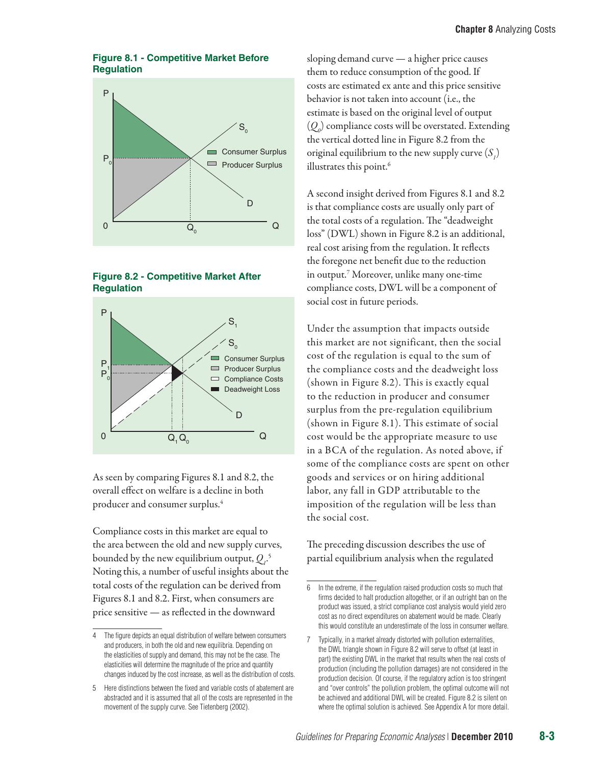**Figure 8.1 - Competitive Market Before Regulation**

**Figure 8.2 - Competitive Market After Regulation**

As seen by comparing Figures 8.1 and 8.2, the overall effect on welfare is a decline in both producer and consumer surplus.[4]

Compliance costs in this market are equal to the area between the old and new supply curves, bounded by the new equilibrium output, $Q_1$.[5] Noting this, a number of useful insights about the total costs of the regulation can be derived from Figures 8.1 and 8.2. First, when consumers are price sensitive — as reflected in the downward sloping demand curve — a higher price causes them to reduce consumption of the good. If costs are estimated ex ante and this price sensitive behavior is not taken into account (i.e., the estimate is based on the original level of output ($Q_0$) compliance costs will be overstated. Extending the vertical dotted line in Figure 8.2 from the original equilibrium to the new supply curve ($S_1$) illustrates this point.[6]

A second insight derived from Figures 8.1 and 8.2 is that compliance costs are usually only part of the total costs of a regulation. The "deadweight loss" (DWL) shown in Figure 8.2 is an additional, real cost arising from the regulation. It reflects the foregone net benefit due to the reduction in output.[7] Moreover, unlike many one-time compliance costs, DWL will be a component of social cost in future periods.

Under the assumption that impacts outside this market are not significant, then the social cost of the regulation is equal to the sum of the compliance costs and the deadweight loss (shown in Figure 8.2). This is exactly equal to the reduction in producer and consumer surplus from the pre-regulation equilibrium (shown in Figure 8.1). This estimate of social cost would be the appropriate measure to use in a BCA of the regulation. As noted above, if some of the compliance costs are spent on other goods and services or on hiring additional labor, any fall in GDP attributable to the imposition of the regulation will be less than the social cost.

The preceding discussion describes the use of partial equilibrium analysis when the regulated

---

4 The figure depicts an equal distribution of welfare between consumers and producers, in both the old and new equilibria. Depending on the elasticities of supply and demand, this may not be the case. The elasticities will determine the magnitude of the price and quantity changes induced by the cost increase, as well as the distribution of costs.

5 Here distinctions between the fixed and variable costs of abatement are abstracted and it is assumed that all of the costs are represented in the movement of the supply curve. See Tietenberg (2002).

6 In the extreme, if the regulation raised production costs so much that firms decided to halt production altogether, or if an outright ban on the product was issued, a strict compliance cost analysis would yield zero cost as no direct expenditures on abatement would be made. Clearly this would constitute an underestimate of the loss in consumer welfare.

7 Typically, in a market already distorted with pollution externalities, the DWL triangle shown in Figure 8.2 will serve to offset (at least in part) the existing DWL in the market that results when the real costs of production (including the pollution damages) are not considered in the production decision. Of course, if the regulatory action is too stringent and "over controls" the pollution problem, the optimal outcome will not be achieved and additional DWL will be created. Figure 8.2 is silent on where the optimal solution is achieved. See Appendix A for more detail.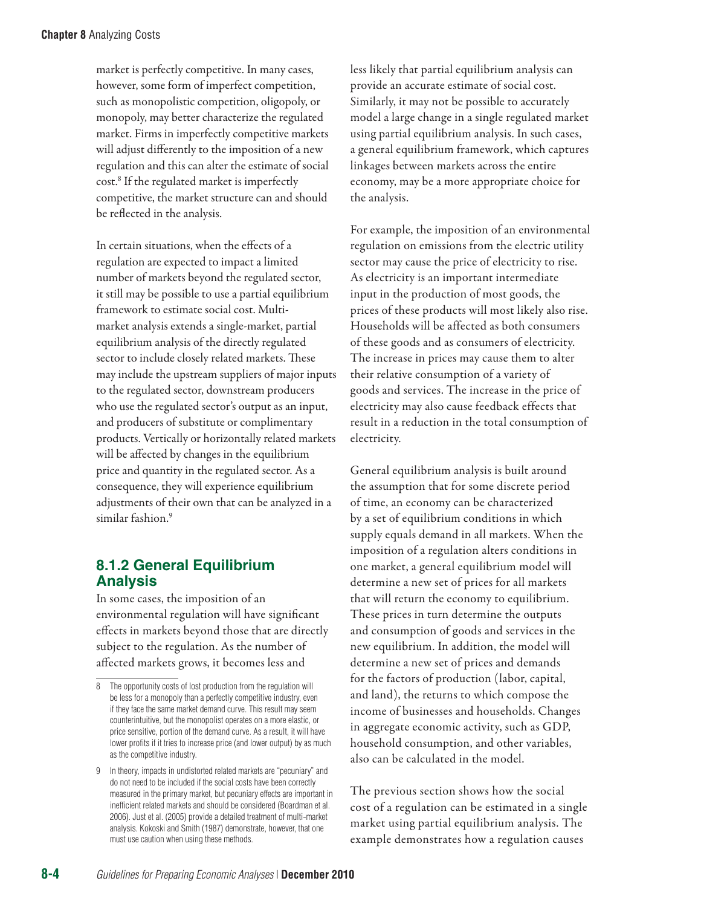market is perfectly competitive. In many cases, however, some form of imperfect competition, such as monopolistic competition, oligopoly, or monopoly, may better characterize the regulated market. Firms in imperfectly competitive markets will adjust differently to the imposition of a new regulation and this can alter the estimate of social cost.[8] If the regulated market is imperfectly competitive, the market structure can and should be reflected in the analysis.

In certain situations, when the effects of a regulation are expected to impact a limited number of markets beyond the regulated sector, it still may be possible to use a partial equilibrium framework to estimate social cost. Multi-market analysis extends a single-market, partial equilibrium analysis of the directly regulated sector to include closely related markets. These may include the upstream suppliers of major inputs to the regulated sector, downstream producers who use the regulated sector's output as an input, and producers of substitute or complimentary products. Vertically or horizontally related markets will be affected by changes in the equilibrium price and quantity in the regulated sector. As a consequence, they will experience equilibrium adjustments of their own that can be analyzed in a similar fashion.[9]

## 8.1.2 General Equilibrium Analysis

In some cases, the imposition of an environmental regulation will have significant effects in markets beyond those that are directly subject to the regulation. As the number of affected markets grows, it becomes less and less likely that partial equilibrium analysis can provide an accurate estimate of social cost. Similarly, it may not be possible to accurately model a large change in a single regulated market using partial equilibrium analysis. In such cases, a general equilibrium framework, which captures linkages between markets across the entire economy, may be a more appropriate choice for the analysis.

For example, the imposition of an environmental regulation on emissions from the electric utility sector may cause the price of electricity to rise. As electricity is an important intermediate input in the production of most goods, the prices of these products will most likely also rise. Households will be affected as both consumers of these goods and as consumers of electricity. The increase in prices may cause them to alter their relative consumption of a variety of goods and services. The increase in the price of electricity may also cause feedback effects that result in a reduction in the total consumption of electricity.

General equilibrium analysis is built around the assumption that for some discrete period of time, an economy can be characterized by a set of equilibrium conditions in which supply equals demand in all markets. When the imposition of a regulation alters conditions in one market, a general equilibrium model will determine a new set of prices for all markets that will return the economy to equilibrium. These prices in turn determine the outputs and consumption of goods and services in the new equilibrium. In addition, the model will determine a new set of prices and demands for the factors of production (labor, capital, and land), the returns to which compose the income of businesses and households. Changes in aggregate economic activity, such as GDP, household consumption, and other variables, also can be calculated in the model.

The previous section shows how the social cost of a regulation can be estimated in a single market using partial equilibrium analysis. The example demonstrates how a regulation causes

---

8 The opportunity costs of lost production from the regulation will be less for a monopoly than a perfectly competitive industry, even if they face the same market demand curve. This result may seem counterintuitive, but the monopolist operates on a more elastic, or price sensitive, portion of the demand curve. As a result, it will have lower profits if it tries to increase price (and lower output) by as much as the competitive industry.

9 In theory, impacts in undistorted related markets are "pecuniary" and do not need to be included if the social costs have been correctly measured in the primary market, but pecuniary effects are important in inefficient related markets and should be considered (Boardman et al. 2006). Just et al. (2005) provide a detailed treatment of multi-market analysis. Kokoski and Smith (1987) demonstrate, however, that one must use caution when using these methods.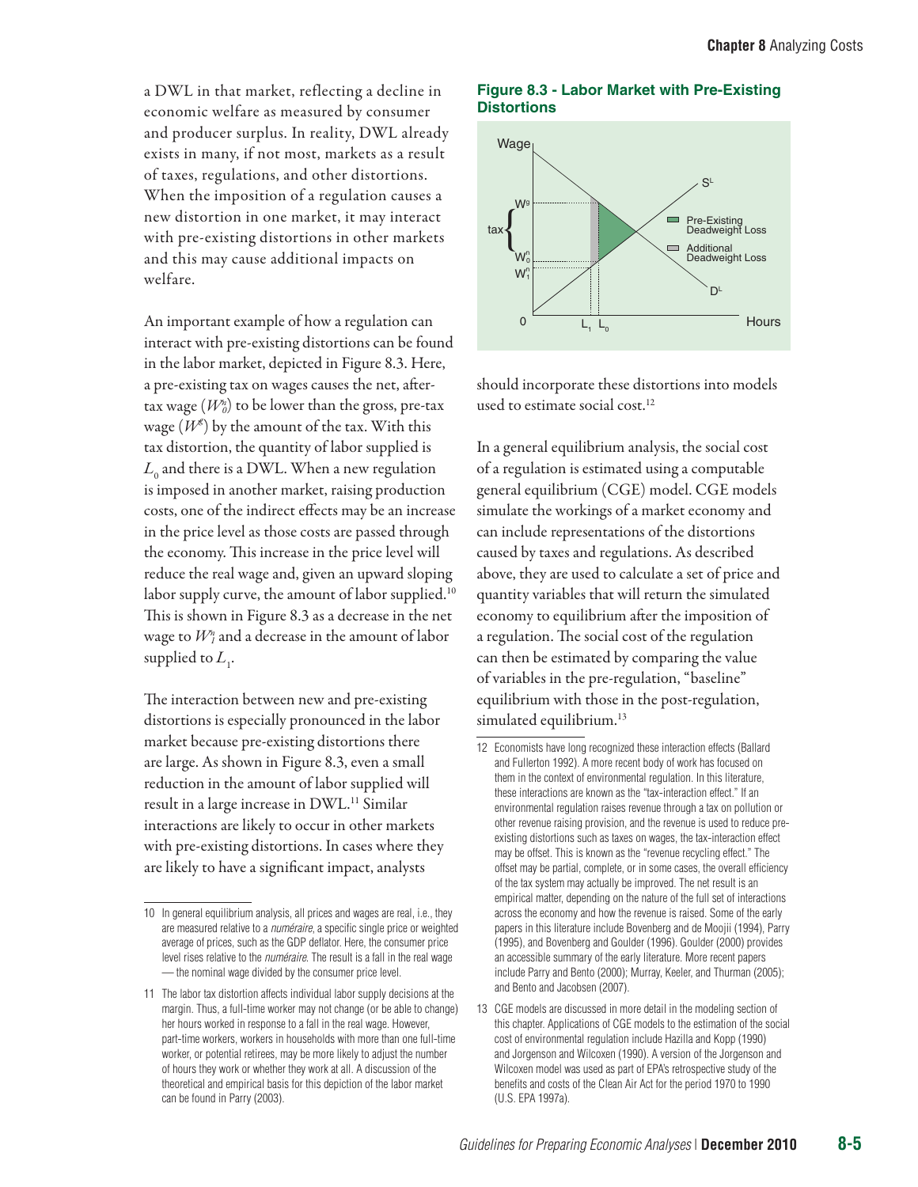a DWL in that market, reflecting a decline in economic welfare as measured by consumer and producer surplus. In reality, DWL already exists in many, if not most, markets as a result of taxes, regulations, and other distortions. When the imposition of a regulation causes a new distortion in one market, it may interact with pre-existing distortions in other markets and this may cause additional impacts on welfare.

An important example of how a regulation can interact with pre-existing distortions can be found in the labor market, depicted in Figure 8.3. Here, a pre-existing tax on wages causes the net, after-tax wage ($W^n_0$) to be lower than the gross, pre-tax wage ($W^g$) by the amount of the tax. With this tax distortion, the quantity of labor supplied is $L_0$ and there is a DWL. When a new regulation is imposed in another market, raising production costs, one of the indirect effects may be an increase in the price level as those costs are passed through the economy. This increase in the price level will reduce the real wage and, given an upward sloping labor supply curve, the amount of labor supplied.[10] This is shown in Figure 8.3 as a decrease in the net wage to $W^n_1$ and a decrease in the amount of labor supplied to $L_1$.

The interaction between new and pre-existing distortions is especially pronounced in the labor market because pre-existing distortions there are large. As shown in Figure 8.3, even a small reduction in the amount of labor supplied will result in a large increase in DWL.[11] Similar interactions are likely to occur in other markets with pre-existing distortions. In cases where they are likely to have a significant impact, analysts should incorporate these distortions into models used to estimate social cost.[12]

**Figure 8.3 - Labor Market with Pre-Existing Distortions**

In a general equilibrium analysis, the social cost of a regulation is estimated using a computable general equilibrium (CGE) model. CGE models simulate the workings of a market economy and can include representations of the distortions caused by taxes and regulations. As described above, they are used to calculate a set of price and quantity variables that will return the simulated economy to equilibrium after the imposition of a regulation. The social cost of the regulation can then be estimated by comparing the value of variables in the pre-regulation, "baseline" equilibrium with those in the post-regulation, simulated equilibrium.[13]

---

10 In general equilibrium analysis, all prices and wages are real, i.e., they are measured relative to a *numéraire*, a specific single price or weighted average of prices, such as the GDP deflator. Here, the consumer price level rises relative to the *numéraire*. The result is a fall in the real wage — the nominal wage divided by the consumer price level.

11 The labor tax distortion affects individual labor supply decisions at the margin. Thus, a full-time worker may not change (or be able to change) her hours worked in response to a fall in the real wage. However, part-time workers, workers in households with more than one full-time worker, or potential retirees, may be more likely to adjust the number of hours they work or whether they work at all. A discussion of the theoretical and empirical basis for this depiction of the labor market can be found in Parry (2003).

12 Economists have long recognized these interaction effects (Ballard and Fullerton 1992). A more recent body of work has focused on them in the context of environmental regulation. In this literature, these interactions are known as the "tax-interaction effect." If an environmental regulation raises revenue through a tax on pollution or other revenue raising provision, and the revenue is used to reduce pre-existing distortions such as taxes on wages, the tax-interaction effect may be offset. This is known as the "revenue recycling effect." The offset may be partial, complete, or in some cases, the overall efficiency of the tax system may actually be improved. The net result is an empirical matter, depending on the nature of the full set of interactions across the economy and how the revenue is raised. Some of the early papers in this literature include Bovenberg and de Moojii (1994), Parry (1995), and Bovenberg and Goulder (1996). Goulder (2000) provides an accessible summary of the early literature. More recent papers include Parry and Bento (2000); Murray, Keeler, and Thurman (2005); and Bento and Jacobsen (2007).

13 CGE models are discussed in more detail in the modeling section of this chapter. Applications of CGE models to the estimation of the social cost of environmental regulation include Hazilla and Kopp (1990) and Jorgenson and Wilcoxen (1990). A version of the Jorgenson and Wilcoxen model was used as part of EPA's retrospective study of the benefits and costs of the Clean Air Act for the period 1970 to 1990 (U.S. EPA 1997a).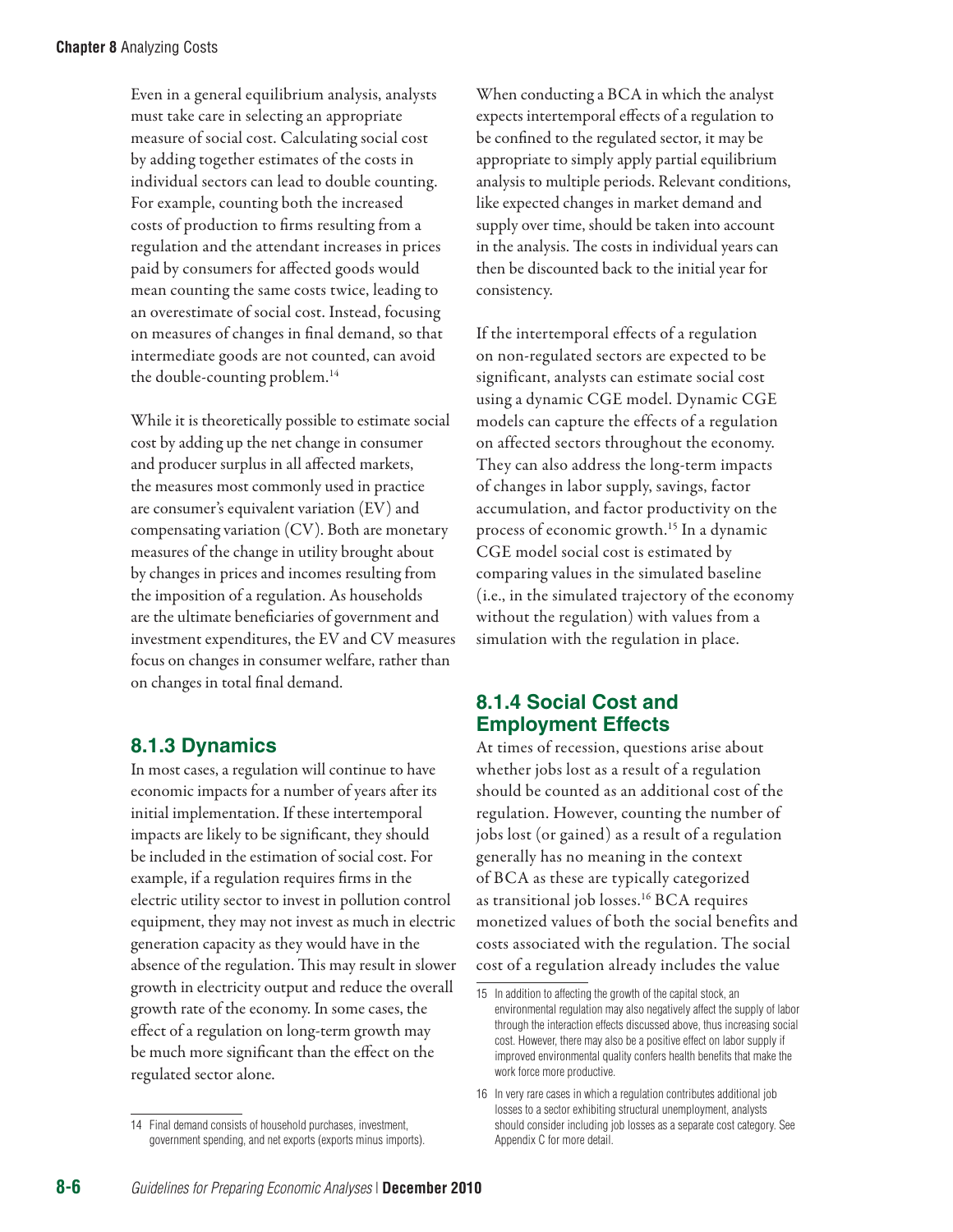Even in a general equilibrium analysis, analysts must take care in selecting an appropriate measure of social cost. Calculating social cost by adding together estimates of the costs in individual sectors can lead to double counting. For example, counting both the increased costs of production to firms resulting from a regulation and the attendant increases in prices paid by consumers for affected goods would mean counting the same costs twice, leading to an overestimate of social cost. Instead, focusing on measures of changes in final demand, so that intermediate goods are not counted, can avoid the double-counting problem.[14]

While it is theoretically possible to estimate social cost by adding up the net change in consumer and producer surplus in all affected markets, the measures most commonly used in practice are consumer's equivalent variation (EV) and compensating variation (CV). Both are monetary measures of the change in utility brought about by changes in prices and incomes resulting from the imposition of a regulation. As households are the ultimate beneficiaries of government and investment expenditures, the EV and CV measures focus on changes in consumer welfare, rather than on changes in total final demand.

### 8.1.3 Dynamics

In most cases, a regulation will continue to have economic impacts for a number of years after its initial implementation. If these intertemporal impacts are likely to be significant, they should be included in the estimation of social cost. For example, if a regulation requires firms in the electric utility sector to invest in pollution control equipment, they may not invest as much in electric generation capacity as they would have in the absence of the regulation. This may result in slower growth in electricity output and reduce the overall growth rate of the economy. In some cases, the effect of a regulation on long-term growth may be much more significant than the effect on the regulated sector alone.

When conducting a BCA in which the analyst expects intertemporal effects of a regulation to be confined to the regulated sector, it may be appropriate to simply apply partial equilibrium analysis to multiple periods. Relevant conditions, like expected changes in market demand and supply over time, should be taken into account in the analysis. The costs in individual years can then be discounted back to the initial year for consistency.

If the intertemporal effects of a regulation on non-regulated sectors are expected to be significant, analysts can estimate social cost using a dynamic CGE model. Dynamic CGE models can capture the effects of a regulation on affected sectors throughout the economy. They can also address the long-term impacts of changes in labor supply, savings, factor accumulation, and factor productivity on the process of economic growth.[15] In a dynamic CGE model social cost is estimated by comparing values in the simulated baseline (i.e., in the simulated trajectory of the economy without the regulation) with values from a simulation with the regulation in place.

### 8.1.4 Social Cost and Employment Effects

At times of recession, questions arise about whether jobs lost as a result of a regulation should be counted as an additional cost of the regulation. However, counting the number of jobs lost (or gained) as a result of a regulation generally has no meaning in the context of BCA as these are typically categorized as transitional job losses.[16] BCA requires monetized values of both the social benefits and costs associated with the regulation. The social cost of a regulation already includes the value

---

14 Final demand consists of household purchases, investment, government spending, and net exports (exports minus imports).

15 In addition to affecting the growth of the capital stock, an environmental regulation may also negatively affect the supply of labor through the interaction effects discussed above, thus increasing social cost. However, there may also be a positive effect on labor supply if improved environmental quality confers health benefits that make the work force more productive.

16 In very rare cases in which a regulation contributes additional job losses to a sector exhibiting structural unemployment, analysts should consider including job losses as a separate cost category. See Appendix C for more detail.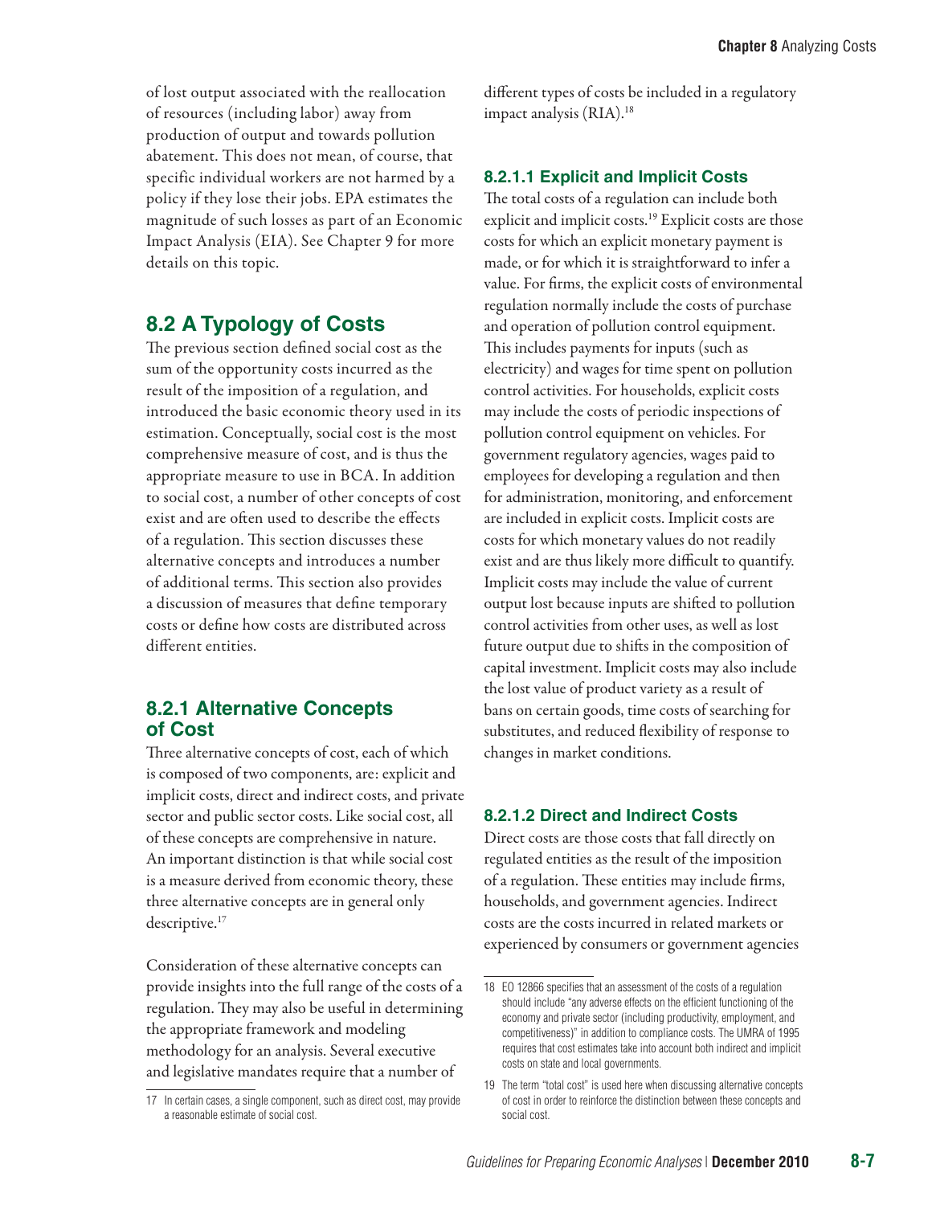of lost output associated with the reallocation of resources (including labor) away from production of output and towards pollution abatement. This does not mean, of course, that specific individual workers are not harmed by a policy if they lose their jobs. EPA estimates the magnitude of such losses as part of an Economic Impact Analysis (EIA). See Chapter 9 for more details on this topic.

## 8.2 A Typology of Costs

The previous section defined social cost as the sum of the opportunity costs incurred as the result of the imposition of a regulation, and introduced the basic economic theory used in its estimation. Conceptually, social cost is the most comprehensive measure of cost, and is thus the appropriate measure to use in BCA. In addition to social cost, a number of other concepts of cost exist and are often used to describe the effects of a regulation. This section discusses these alternative concepts and introduces a number of additional terms. This section also provides a discussion of measures that define temporary costs or define how costs are distributed across different entities.

### 8.2.1 Alternative Concepts of Cost

Three alternative concepts of cost, each of which is composed of two components, are: explicit and implicit costs, direct and indirect costs, and private sector and public sector costs. Like social cost, all of these concepts are comprehensive in nature. An important distinction is that while social cost is a measure derived from economic theory, these three alternative concepts are in general only descriptive.[17]

Consideration of these alternative concepts can provide insights into the full range of the costs of a regulation. They may also be useful in determining the appropriate framework and modeling methodology for an analysis. Several executive and legislative mandates require that a number of different types of costs be included in a regulatory impact analysis (RIA).[18]

#### 8.2.1.1 Explicit and Implicit Costs

The total costs of a regulation can include both explicit and implicit costs.[19] Explicit costs are those costs for which an explicit monetary payment is made, or for which it is straightforward to infer a value. For firms, the explicit costs of environmental regulation normally include the costs of purchase and operation of pollution control equipment. This includes payments for inputs (such as electricity) and wages for time spent on pollution control activities. For households, explicit costs may include the costs of periodic inspections of pollution control equipment on vehicles. For government regulatory agencies, wages paid to employees for developing a regulation and then for administration, monitoring, and enforcement are included in explicit costs. Implicit costs are costs for which monetary values do not readily exist and are thus likely more difficult to quantify. Implicit costs may include the value of current output lost because inputs are shifted to pollution control activities from other uses, as well as lost future output due to shifts in the composition of capital investment. Implicit costs may also include the lost value of product variety as a result of bans on certain goods, time costs of searching for substitutes, and reduced flexibility of response to changes in market conditions.

#### 8.2.1.2 Direct and Indirect Costs

Direct costs are those costs that fall directly on regulated entities as the result of the imposition of a regulation. These entities may include firms, households, and government agencies. Indirect costs are the costs incurred in related markets or experienced by consumers or government agencies

---

17 In certain cases, a single component, such as direct cost, may provide a reasonable estimate of social cost.

18 EO 12866 specifies that an assessment of the costs of a regulation should include "any adverse effects on the efficient functioning of the economy and private sector (including productivity, employment, and competitiveness)" in addition to compliance costs. The UMRA of 1995 requires that cost estimates take into account both indirect and implicit costs on state and local governments.

19 The term "total cost" is used here when discussing alternative concepts of cost in order to reinforce the distinction between these concepts and social cost.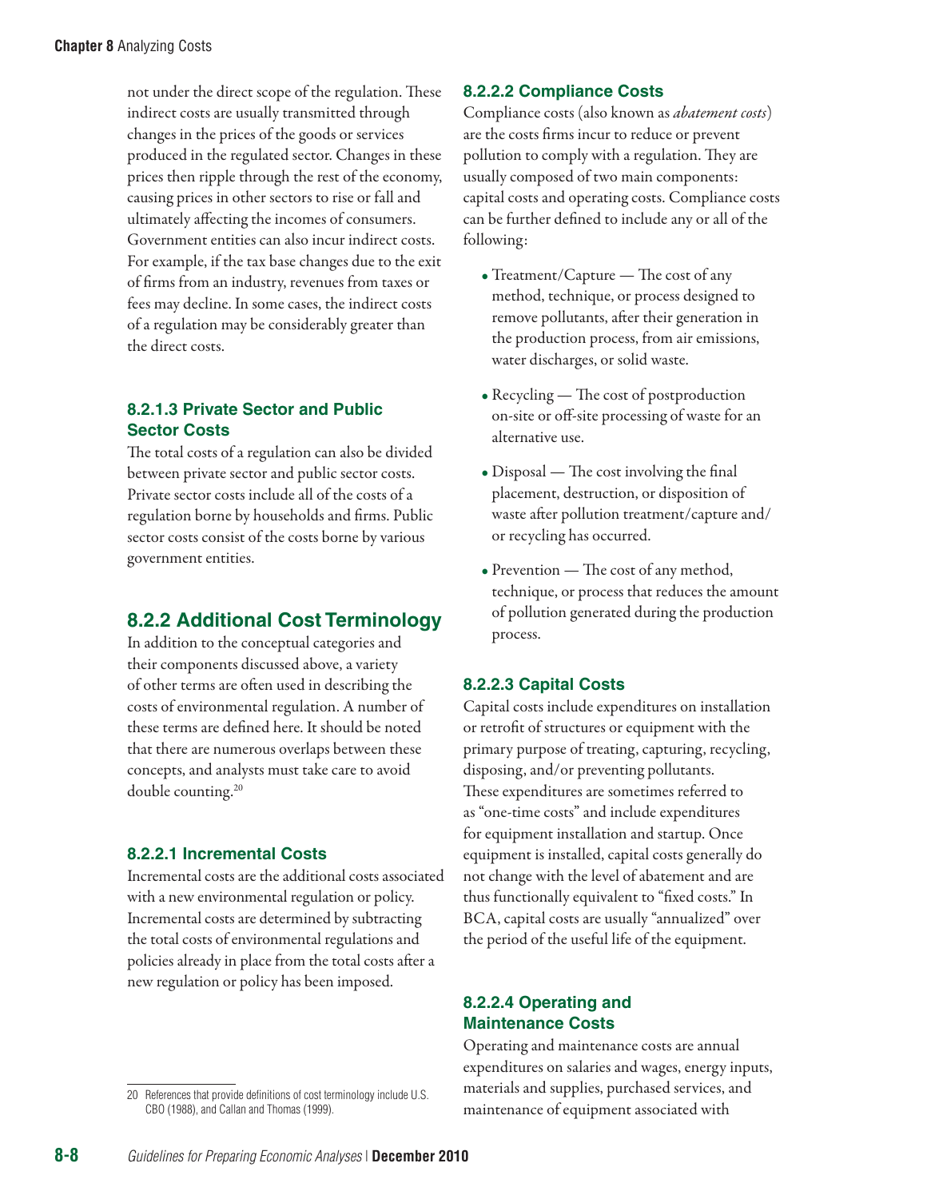not under the direct scope of the regulation. These indirect costs are usually transmitted through changes in the prices of the goods or services produced in the regulated sector. Changes in these prices then ripple through the rest of the economy, causing prices in other sectors to rise or fall and ultimately affecting the incomes of consumers. Government entities can also incur indirect costs. For example, if the tax base changes due to the exit of firms from an industry, revenues from taxes or fees may decline. In some cases, the indirect costs of a regulation may be considerably greater than the direct costs.

#### 8.2.1.3 Private Sector and Public Sector Costs

The total costs of a regulation can also be divided between private sector and public sector costs. Private sector costs include all of the costs of a regulation borne by households and firms. Public sector costs consist of the costs borne by various government entities.

## 8.2.2 Additional Cost Terminology

In addition to the conceptual categories and their components discussed above, a variety of other terms are often used in describing the costs of environmental regulation. A number of these terms are defined here. It should be noted that there are numerous overlaps between these concepts, and analysts must take care to avoid double counting.[20]

#### 8.2.2.1 Incremental Costs

Incremental costs are the additional costs associated with a new environmental regulation or policy. Incremental costs are determined by subtracting the total costs of environmental regulations and policies already in place from the total costs after a new regulation or policy has been imposed.

#### 8.2.2.2 Compliance Costs

Compliance costs (also known as *abatement costs*) are the costs firms incur to reduce or prevent pollution to comply with a regulation. They are usually composed of two main components: capital costs and operating costs. Compliance costs can be further defined to include any or all of the following:

- Treatment/Capture — The cost of any method, technique, or process designed to remove pollutants, after their generation in the production process, from air emissions, water discharges, or solid waste.
- Recycling — The cost of postproduction on-site or off-site processing of waste for an alternative use.
- Disposal — The cost involving the final placement, destruction, or disposition of waste after pollution treatment/capture and/or recycling has occurred.
- Prevention — The cost of any method, technique, or process that reduces the amount of pollution generated during the production process.

#### 8.2.2.3 Capital Costs

Capital costs include expenditures on installation or retrofit of structures or equipment with the primary purpose of treating, capturing, recycling, disposing, and/or preventing pollutants. These expenditures are sometimes referred to as "one-time costs" and include expenditures for equipment installation and startup. Once equipment is installed, capital costs generally do not change with the level of abatement and are thus functionally equivalent to "fixed costs." In BCA, capital costs are usually "annualized" over the period of the useful life of the equipment.

#### 8.2.2.4 Operating and Maintenance Costs

Operating and maintenance costs are annual expenditures on salaries and wages, energy inputs, materials and supplies, purchased services, and maintenance of equipment associated with

---

20 References that provide definitions of cost terminology include U.S. CBO (1988), and Callan and Thomas (1999).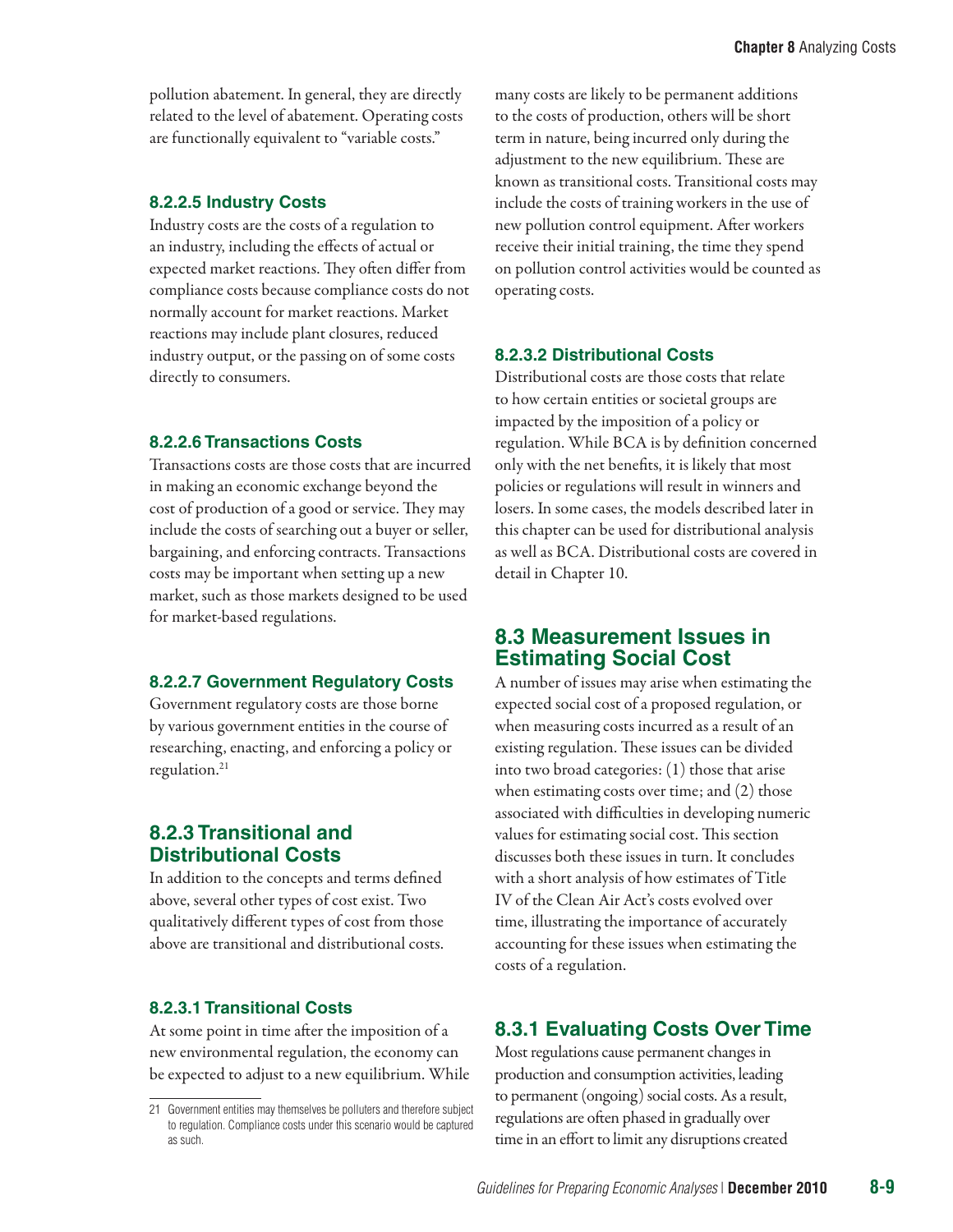pollution abatement. In general, they are directly related to the level of abatement. Operating costs are functionally equivalent to "variable costs."

#### 8.2.2.5 Industry Costs

Industry costs are the costs of a regulation to an industry, including the effects of actual or expected market reactions. They often differ from compliance costs because compliance costs do not normally account for market reactions. Market reactions may include plant closures, reduced industry output, or the passing on of some costs directly to consumers.

#### 8.2.2.6 Transactions Costs

Transactions costs are those costs that are incurred in making an economic exchange beyond the cost of production of a good or service. They may include the costs of searching out a buyer or seller, bargaining, and enforcing contracts. Transactions costs may be important when setting up a new market, such as those markets designed to be used for market-based regulations.

#### 8.2.2.7 Government Regulatory Costs

Government regulatory costs are those borne by various government entities in the course of researching, enacting, and enforcing a policy or regulation.[21]

### 8.2.3 Transitional and Distributional Costs

In addition to the concepts and terms defined above, several other types of cost exist. Two qualitatively different types of cost from those above are transitional and distributional costs.

#### 8.2.3.1 Transitional Costs

At some point in time after the imposition of a new environmental regulation, the economy can be expected to adjust to a new equilibrium. While many costs are likely to be permanent additions to the costs of production, others will be short term in nature, being incurred only during the adjustment to the new equilibrium. These are known as transitional costs. Transitional costs may include the costs of training workers in the use of new pollution control equipment. After workers receive their initial training, the time they spend on pollution control activities would be counted as operating costs.

#### 8.2.3.2 Distributional Costs

Distributional costs are those costs that relate to how certain entities or societal groups are impacted by the imposition of a policy or regulation. While BCA is by definition concerned only with the net benefits, it is likely that most policies or regulations will result in winners and losers. In some cases, the models described later in this chapter can be used for distributional analysis as well as BCA. Distributional costs are covered in detail in Chapter 10.

## 8.3 Measurement Issues in Estimating Social Cost

A number of issues may arise when estimating the expected social cost of a proposed regulation, or when measuring costs incurred as a result of an existing regulation. These issues can be divided into two broad categories: (1) those that arise when estimating costs over time; and (2) those associated with difficulties in developing numeric values for estimating social cost. This section discusses both these issues in turn. It concludes with a short analysis of how estimates of Title IV of the Clean Air Act's costs evolved over time, illustrating the importance of accurately accounting for these issues when estimating the costs of a regulation.

### 8.3.1 Evaluating Costs Over Time

Most regulations cause permanent changes in production and consumption activities, leading to permanent (ongoing) social costs. As a result, regulations are often phased in gradually over time in an effort to limit any disruptions created

---

21 Government entities may themselves be polluters and therefore subject to regulation. Compliance costs under this scenario would be captured as such.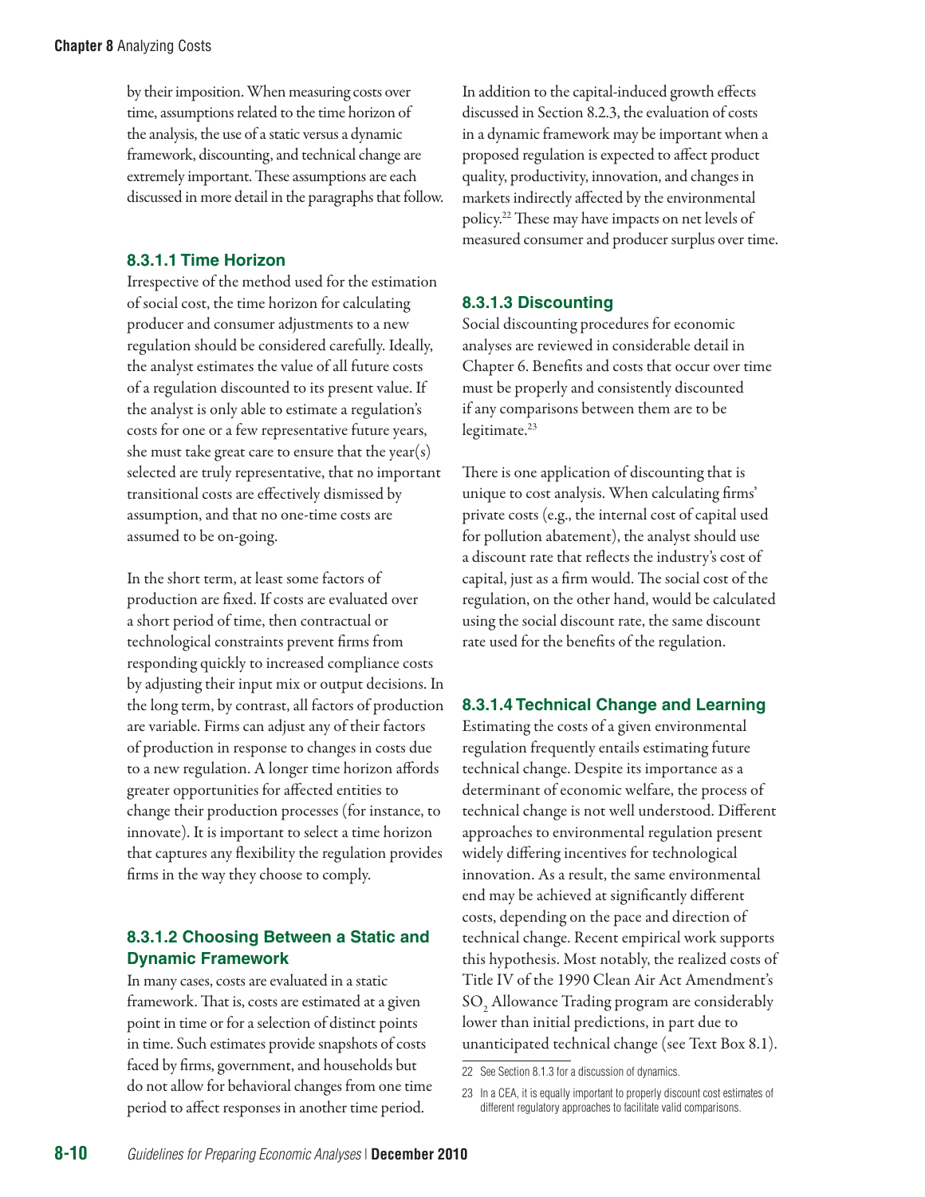by their imposition. When measuring costs over time, assumptions related to the time horizon of the analysis, the use of a static versus a dynamic framework, discounting, and technical change are extremely important. These assumptions are each discussed in more detail in the paragraphs that follow.

### 8.3.1.1 Time Horizon

Irrespective of the method used for the estimation of social cost, the time horizon for calculating producer and consumer adjustments to a new regulation should be considered carefully. Ideally, the analyst estimates the value of all future costs of a regulation discounted to its present value. If the analyst is only able to estimate a regulation's costs for one or a few representative future years, she must take great care to ensure that the year(s) selected are truly representative, that no important transitional costs are effectively dismissed by assumption, and that no one-time costs are assumed to be on-going.

In the short term, at least some factors of production are fixed. If costs are evaluated over a short period of time, then contractual or technological constraints prevent firms from responding quickly to increased compliance costs by adjusting their input mix or output decisions. In the long term, by contrast, all factors of production are variable. Firms can adjust any of their factors of production in response to changes in costs due to a new regulation. A longer time horizon affords greater opportunities for affected entities to change their production processes (for instance, to innovate). It is important to select a time horizon that captures any flexibility the regulation provides firms in the way they choose to comply.

### 8.3.1.2 Choosing Between a Static and Dynamic Framework

In many cases, costs are evaluated in a static framework. That is, costs are estimated at a given point in time or for a selection of distinct points in time. Such estimates provide snapshots of costs faced by firms, government, and households but do not allow for behavioral changes from one time period to affect responses in another time period.

In addition to the capital-induced growth effects discussed in Section 8.2.3, the evaluation of costs in a dynamic framework may be important when a proposed regulation is expected to affect product quality, productivity, innovation, and changes in markets indirectly affected by the environmental policy.[22] These may have impacts on net levels of measured consumer and producer surplus over time.

### 8.3.1.3 Discounting

Social discounting procedures for economic analyses are reviewed in considerable detail in Chapter 6. Benefits and costs that occur over time must be properly and consistently discounted if any comparisons between them are to be legitimate.[23]

There is one application of discounting that is unique to cost analysis. When calculating firms' private costs (e.g., the internal cost of capital used for pollution abatement), the analyst should use a discount rate that reflects the industry's cost of capital, just as a firm would. The social cost of the regulation, on the other hand, would be calculated using the social discount rate, the same discount rate used for the benefits of the regulation.

### 8.3.1.4 Technical Change and Learning

Estimating the costs of a given environmental regulation frequently entails estimating future technical change. Despite its importance as a determinant of economic welfare, the process of technical change is not well understood. Different approaches to environmental regulation present widely differing incentives for technological innovation. As a result, the same environmental end may be achieved at significantly different costs, depending on the pace and direction of technical change. Recent empirical work supports this hypothesis. Most notably, the realized costs of Title IV of the 1990 Clean Air Act Amendment's $SO_2$ Allowance Trading program are considerably lower than initial predictions, in part due to unanticipated technical change (see Text Box 8.1).

---

22 See Section 8.1.3 for a discussion of dynamics.

23 In a CEA, it is equally important to properly discount cost estimates of different regulatory approaches to facilitate valid comparisons.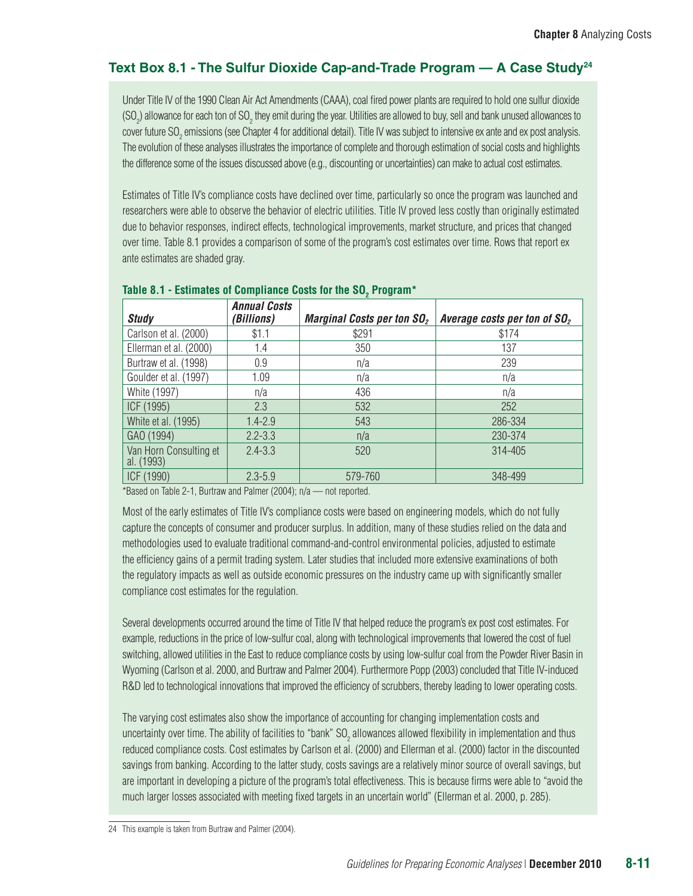### Text Box 8.1 - The Sulfur Dioxide Cap-and-Trade Program — A Case Study[24]

Under Title IV of the 1990 Clean Air Act Amendments (CAAA), coal fired power plants are required to hold one sulfur dioxide ($SO_2$) allowance for each ton of $SO_2$ they emit during the year. Utilities are allowed to buy, sell and bank unused allowances to cover future $SO_2$ emissions (see Chapter 4 for additional detail). Title IV was subject to intensive ex ante and ex post analysis. The evolution of these analyses illustrates the importance of complete and thorough estimation of social costs and highlights the difference some of the issues discussed above (e.g., discounting or uncertainties) can make to actual cost estimates.

Estimates of Title IV's compliance costs have declined over time, particularly so once the program was launched and researchers were able to observe the behavior of electric utilities. Title IV proved less costly than originally estimated due to behavior responses, indirect effects, technological improvements, market structure, and prices that changed over time. Table 8.1 provides a comparison of some of the program's cost estimates over time. Rows that report ex ante estimates are shaded gray.

**Table 8.1 - Estimates of Compliance Costs for the $SO_2$ Program***

| *Study* | *Annual Costs (Billions)* | *Marginal Costs per ton $SO_2$* | *Average costs per ton of $SO_2$* |
|---|---|---|---|
| Carlson et al. (2000) | $1.1 | $291 | $174 |
| Ellerman et al. (2000) | 1.4 | 350 | 137 |
| Burtraw et al. (1998) | 0.9 | n/a | 239 |
| Goulder et al. (1997) | 1.09 | n/a | n/a |
| White (1997) | n/a | 436 | n/a |
| ICF (1995) | 2.3 | 532 | 252 |
| White et al. (1995) | 1.4-2.9 | 543 | 286-334 |
| GAO (1994) | 2.2-3.3 | n/a | 230-374 |
| Van Horn Consulting et al. (1993) | 2.4-3.3 | 520 | 314-405 |
| ICF (1990) | 2.3-5.9 | 579-760 | 348-499 |

*Based on Table 2-1, Burtraw and Palmer (2004); n/a — not reported.

Most of the early estimates of Title IV's compliance costs were based on engineering models, which do not fully capture the concepts of consumer and producer surplus. In addition, many of these studies relied on the data and methodologies used to evaluate traditional command-and-control environmental policies, adjusted to estimate the efficiency gains of a permit trading system. Later studies that included more extensive examinations of both the regulatory impacts as well as outside economic pressures on the industry came up with significantly smaller compliance cost estimates for the regulation.

Several developments occurred around the time of Title IV that helped reduce the program's ex post cost estimates. For example, reductions in the price of low-sulfur coal, along with technological improvements that lowered the cost of fuel switching, allowed utilities in the East to reduce compliance costs by using low-sulfur coal from the Powder River Basin in Wyoming (Carlson et al. 2000, and Burtraw and Palmer 2004). Furthermore Popp (2003) concluded that Title IV-induced R&D led to technological innovations that improved the efficiency of scrubbers, thereby leading to lower operating costs.

The varying cost estimates also show the importance of accounting for changing implementation costs and uncertainty over time. The ability of facilities to "bank" $SO_2$ allowances allowed flexibility in implementation and thus reduced compliance costs. Cost estimates by Carlson et al. (2000) and Ellerman et al. (2000) factor in the discounted savings from banking. According to the latter study, costs savings are a relatively minor source of overall savings, but are important in developing a picture of the program's total effectiveness. This is because firms were able to "avoid the much larger losses associated with meeting fixed targets in an uncertain world" (Ellerman et al. 2000, p. 285).

---

24 This example is taken from Burtraw and Palmer (2004).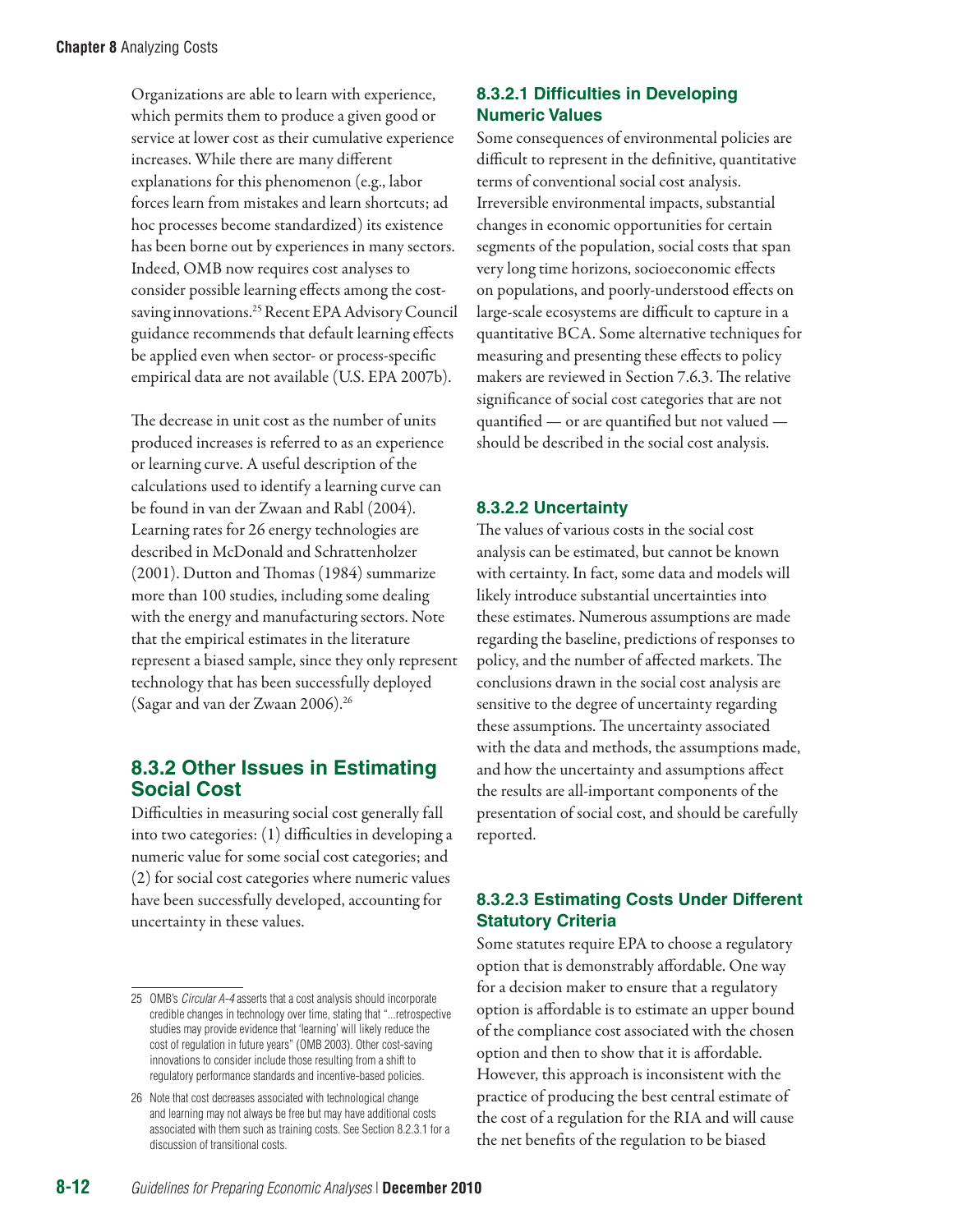Organizations are able to learn with experience, which permits them to produce a given good or service at lower cost as their cumulative experience increases. While there are many different explanations for this phenomenon (e.g., labor forces learn from mistakes and learn shortcuts; ad hoc processes become standardized) its existence has been borne out by experiences in many sectors. Indeed, OMB now requires cost analyses to consider possible learning effects among the cost-saving innovations.[25] Recent EPA Advisory Council guidance recommends that default learning effects be applied even when sector- or process-specific empirical data are not available (U.S. EPA 2007b).

The decrease in unit cost as the number of units produced increases is referred to as an experience or learning curve. A useful description of the calculations used to identify a learning curve can be found in van der Zwaan and Rabl (2004). Learning rates for 26 energy technologies are described in McDonald and Schrattenholzer (2001). Dutton and Thomas (1984) summarize more than 100 studies, including some dealing with the energy and manufacturing sectors. Note that the empirical estimates in the literature represent a biased sample, since they only represent technology that has been successfully deployed (Sagar and van der Zwaan 2006).[26]

## 8.3.2 Other Issues in Estimating Social Cost

Difficulties in measuring social cost generally fall into two categories: (1) difficulties in developing a numeric value for some social cost categories; and (2) for social cost categories where numeric values have been successfully developed, accounting for uncertainty in these values.

### 8.3.2.1 Difficulties in Developing Numeric Values

Some consequences of environmental policies are difficult to represent in the definitive, quantitative terms of conventional social cost analysis. Irreversible environmental impacts, substantial changes in economic opportunities for certain segments of the population, social costs that span very long time horizons, socioeconomic effects on populations, and poorly-understood effects on large-scale ecosystems are difficult to capture in a quantitative BCA. Some alternative techniques for measuring and presenting these effects to policy makers are reviewed in Section 7.6.3. The relative significance of social cost categories that are not quantified — or are quantified but not valued — should be described in the social cost analysis.

### 8.3.2.2 Uncertainty

The values of various costs in the social cost analysis can be estimated, but cannot be known with certainty. In fact, some data and models will likely introduce substantial uncertainties into these estimates. Numerous assumptions are made regarding the baseline, predictions of responses to policy, and the number of affected markets. The conclusions drawn in the social cost analysis are sensitive to the degree of uncertainty regarding these assumptions. The uncertainty associated with the data and methods, the assumptions made, and how the uncertainty and assumptions affect the results are all-important components of the presentation of social cost, and should be carefully reported.

### 8.3.2.3 Estimating Costs Under Different Statutory Criteria

Some statutes require EPA to choose a regulatory option that is demonstrably affordable. One way for a decision maker to ensure that a regulatory option is affordable is to estimate an upper bound of the compliance cost associated with the chosen option and then to show that it is affordable. However, this approach is inconsistent with the practice of producing the best central estimate of the cost of a regulation for the RIA and will cause the net benefits of the regulation to be biased

---

25 OMB's *Circular A-4* asserts that a cost analysis should incorporate credible changes in technology over time, stating that "...retrospective studies may provide evidence that 'learning' will likely reduce the cost of regulation in future years" (OMB 2003). Other cost-saving innovations to consider include those resulting from a shift to regulatory performance standards and incentive-based policies.

26 Note that cost decreases associated with technological change and learning may not always be free but may have additional costs associated with them such as training costs. See Section 8.2.3.1 for a discussion of transitional costs.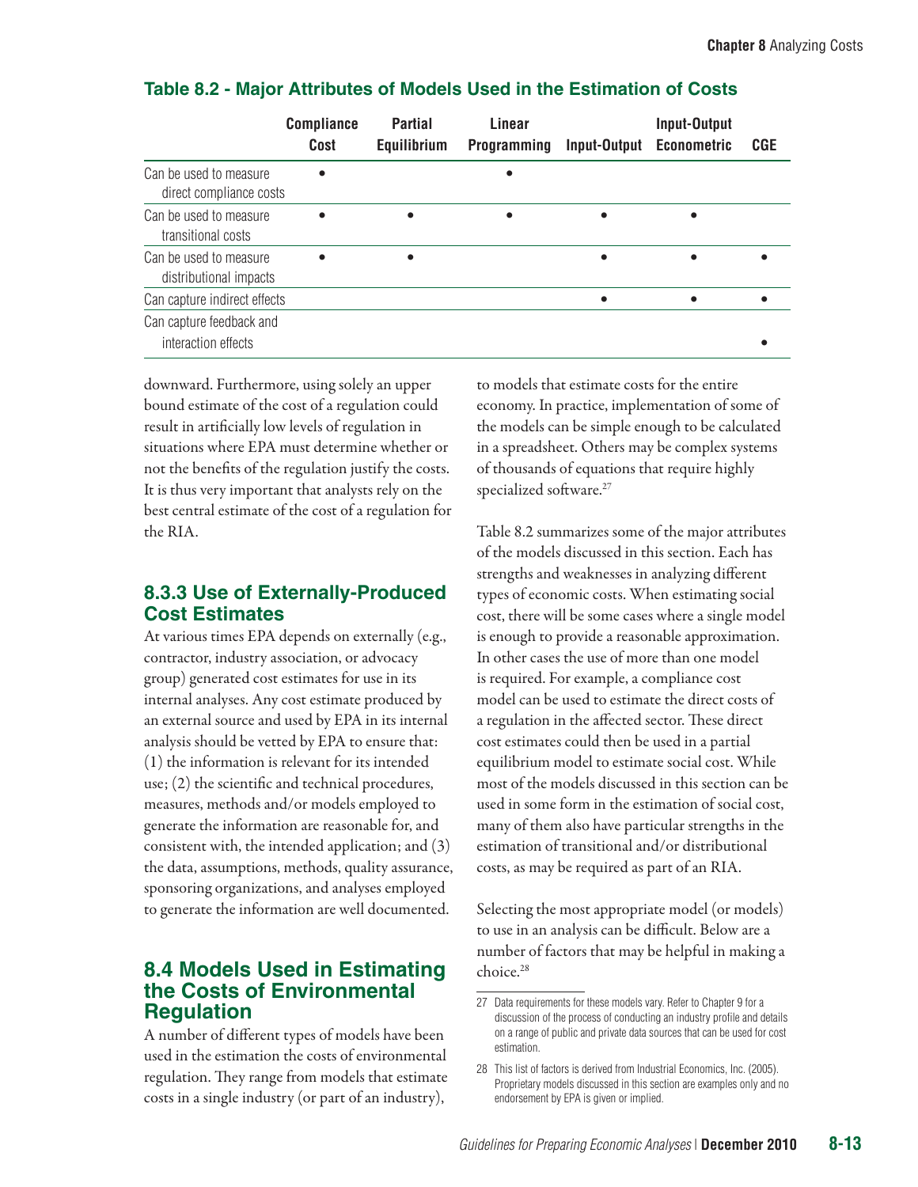## Table 8.2 - Major Attributes of Models Used in the Estimation of Costs

| | Compliance Cost | Partial Equilibrium | Linear Programming | Input-Output | Input-Output Econometric | CGE |
|---|---|---|---|---|---|---|
| Can be used to measure direct compliance costs | • | | • | | | |
| Can be used to measure transitional costs | • | • | • | • | • | |
| Can be used to measure distributional impacts | • | • | | • | • | • |
| Can capture indirect effects | | | | • | • | • |
| Can capture feedback and interaction effects | | | | | | • |

downward. Furthermore, using solely an upper bound estimate of the cost of a regulation could result in artificially low levels of regulation in situations where EPA must determine whether or not the benefits of the regulation justify the costs. It is thus very important that analysts rely on the best central estimate of the cost of a regulation for the RIA.

### 8.3.3 Use of Externally-Produced Cost Estimates

At various times EPA depends on externally (e.g., contractor, industry association, or advocacy group) generated cost estimates for use in its internal analyses. Any cost estimate produced by an external source and used by EPA in its internal analysis should be vetted by EPA to ensure that: (1) the information is relevant for its intended use; (2) the scientific and technical procedures, measures, methods and/or models employed to generate the information are reasonable for, and consistent with, the intended application; and (3) the data, assumptions, methods, quality assurance, sponsoring organizations, and analyses employed to generate the information are well documented.

## 8.4 Models Used in Estimating the Costs of Environmental Regulation

A number of different types of models have been used in the estimation the costs of environmental regulation. They range from models that estimate costs in a single industry (or part of an industry), to models that estimate costs for the entire economy. In practice, implementation of some of the models can be simple enough to be calculated in a spreadsheet. Others may be complex systems of thousands of equations that require highly specialized software.[27]

Table 8.2 summarizes some of the major attributes of the models discussed in this section. Each has strengths and weaknesses in analyzing different types of economic costs. When estimating social cost, there will be some cases where a single model is enough to provide a reasonable approximation. In other cases the use of more than one model is required. For example, a compliance cost model can be used to estimate the direct costs of a regulation in the affected sector. These direct cost estimates could then be used in a partial equilibrium model to estimate social cost. While most of the models discussed in this section can be used in some form in the estimation of social cost, many of them also have particular strengths in the estimation of transitional and/or distributional costs, as may be required as part of an RIA.

Selecting the most appropriate model (or models) to use in an analysis can be difficult. Below are a number of factors that may be helpful in making a choice.[28]

---

27 Data requirements for these models vary. Refer to Chapter 9 for a discussion of the process of conducting an industry profile and details on a range of public and private data sources that can be used for cost estimation.

28 This list of factors is derived from Industrial Economics, Inc. (2005). Proprietary models discussed in this section are examples only and no endorsement by EPA is given or implied.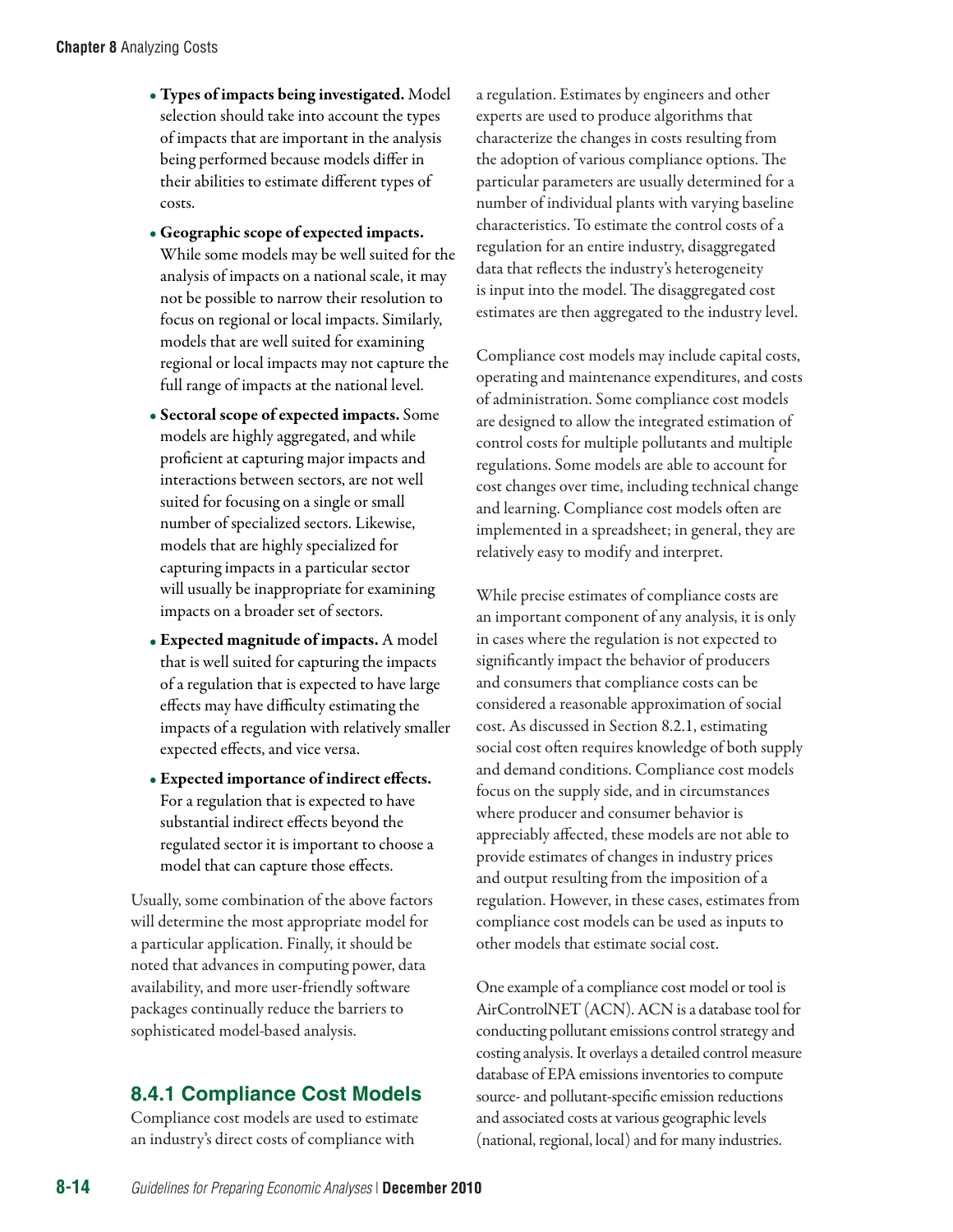- **Types of impacts being investigated.** Model selection should take into account the types of impacts that are important in the analysis being performed because models differ in their abilities to estimate different types of costs.
- **Geographic scope of expected impacts.** While some models may be well suited for the analysis of impacts on a national scale, it may not be possible to narrow their resolution to focus on regional or local impacts. Similarly, models that are well suited for examining regional or local impacts may not capture the full range of impacts at the national level.
- **Sectoral scope of expected impacts.** Some models are highly aggregated, and while proficient at capturing major impacts and interactions between sectors, are not well suited for focusing on a single or small number of specialized sectors. Likewise, models that are highly specialized for capturing impacts in a particular sector will usually be inappropriate for examining impacts on a broader set of sectors.
- **Expected magnitude of impacts.** A model that is well suited for capturing the impacts of a regulation that is expected to have large effects may have difficulty estimating the impacts of a regulation with relatively smaller expected effects, and vice versa.
- **Expected importance of indirect effects.** For a regulation that is expected to have substantial indirect effects beyond the regulated sector it is important to choose a model that can capture those effects.

Usually, some combination of the above factors will determine the most appropriate model for a particular application. Finally, it should be noted that advances in computing power, data availability, and more user-friendly software packages continually reduce the barriers to sophisticated model-based analysis.

## 8.4.1 Compliance Cost Models

Compliance cost models are used to estimate an industry's direct costs of compliance with a regulation. Estimates by engineers and other experts are used to produce algorithms that characterize the changes in costs resulting from the adoption of various compliance options. The particular parameters are usually determined for a number of individual plants with varying baseline characteristics. To estimate the control costs of a regulation for an entire industry, disaggregated data that reflects the industry's heterogeneity is input into the model. The disaggregated cost estimates are then aggregated to the industry level.

Compliance cost models may include capital costs, operating and maintenance expenditures, and costs of administration. Some compliance cost models are designed to allow the integrated estimation of control costs for multiple pollutants and multiple regulations. Some models are able to account for cost changes over time, including technical change and learning. Compliance cost models often are implemented in a spreadsheet; in general, they are relatively easy to modify and interpret.

While precise estimates of compliance costs are an important component of any analysis, it is only in cases where the regulation is not expected to significantly impact the behavior of producers and consumers that compliance costs can be considered a reasonable approximation of social cost. As discussed in Section 8.2.1, estimating social cost often requires knowledge of both supply and demand conditions. Compliance cost models focus on the supply side, and in circumstances where producer and consumer behavior is appreciably affected, these models are not able to provide estimates of changes in industry prices and output resulting from the imposition of a regulation. However, in these cases, estimates from compliance cost models can be used as inputs to other models that estimate social cost.

One example of a compliance cost model or tool is AirControlNET (ACN). ACN is a database tool for conducting pollutant emissions control strategy and costing analysis. It overlays a detailed control measure database of EPA emissions inventories to compute source- and pollutant-specific emission reductions and associated costs at various geographic levels (national, regional, local) and for many industries.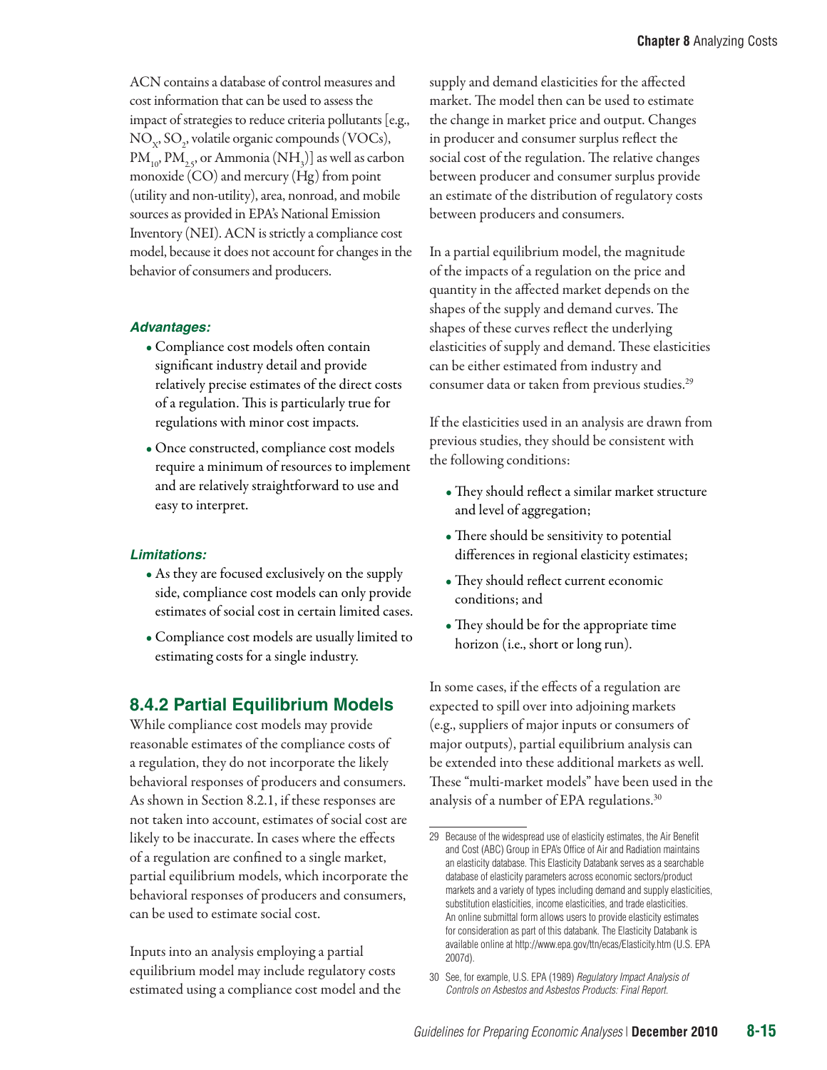ACN contains a database of control measures and cost information that can be used to assess the impact of strategies to reduce criteria pollutants [e.g., $NO_X$, $SO_2$, volatile organic compounds (VOCs), $PM_{10}$, $PM_{2.5}$, or Ammonia ($NH_3$)] as well as carbon monoxide (CO) and mercury (Hg) from point (utility and non-utility), area, nonroad, and mobile sources as provided in EPA's National Emission Inventory (NEI). ACN is strictly a compliance cost model, because it does not account for changes in the behavior of consumers and producers.

***Advantages:***

- Compliance cost models often contain significant industry detail and provide relatively precise estimates of the direct costs of a regulation. This is particularly true for regulations with minor cost impacts.
- Once constructed, compliance cost models require a minimum of resources to implement and are relatively straightforward to use and easy to interpret.

***Limitations:***

- As they are focused exclusively on the supply side, compliance cost models can only provide estimates of social cost in certain limited cases.
- Compliance cost models are usually limited to estimating costs for a single industry.

### 8.4.2 Partial Equilibrium Models

While compliance cost models may provide reasonable estimates of the compliance costs of a regulation, they do not incorporate the likely behavioral responses of producers and consumers. As shown in Section 8.2.1, if these responses are not taken into account, estimates of social cost are likely to be inaccurate. In cases where the effects of a regulation are confined to a single market, partial equilibrium models, which incorporate the behavioral responses of producers and consumers, can be used to estimate social cost.

Inputs into an analysis employing a partial equilibrium model may include regulatory costs estimated using a compliance cost model and the supply and demand elasticities for the affected market. The model then can be used to estimate the change in market price and output. Changes in producer and consumer surplus reflect the social cost of the regulation. The relative changes between producer and consumer surplus provide an estimate of the distribution of regulatory costs between producers and consumers.

In a partial equilibrium model, the magnitude of the impacts of a regulation on the price and quantity in the affected market depends on the shapes of the supply and demand curves. The shapes of these curves reflect the underlying elasticities of supply and demand. These elasticities can be either estimated from industry and consumer data or taken from previous studies.[29]

If the elasticities used in an analysis are drawn from previous studies, they should be consistent with the following conditions:

- They should reflect a similar market structure and level of aggregation;
- There should be sensitivity to potential differences in regional elasticity estimates;
- They should reflect current economic conditions; and
- They should be for the appropriate time horizon (i.e., short or long run).

In some cases, if the effects of a regulation are expected to spill over into adjoining markets (e.g., suppliers of major inputs or consumers of major outputs), partial equilibrium analysis can be extended into these additional markets as well. These "multi-market models" have been used in the analysis of a number of EPA regulations.[30]

---

29 Because of the widespread use of elasticity estimates, the Air Benefit and Cost (ABC) Group in EPA's Office of Air and Radiation maintains an elasticity database. This Elasticity Databank serves as a searchable database of elasticity parameters across economic sectors/product markets and a variety of types including demand and supply elasticities, substitution elasticities, income elasticities, and trade elasticities. An online submittal form allows users to provide elasticity estimates for consideration as part of this databank. The Elasticity Databank is available online at http://www.epa.gov/ttn/ecas/Elasticity.htm (U.S. EPA 2007d).

30 See, for example, U.S. EPA (1989) *Regulatory Impact Analysis of Controls on Asbestos and Asbestos Products: Final Report.*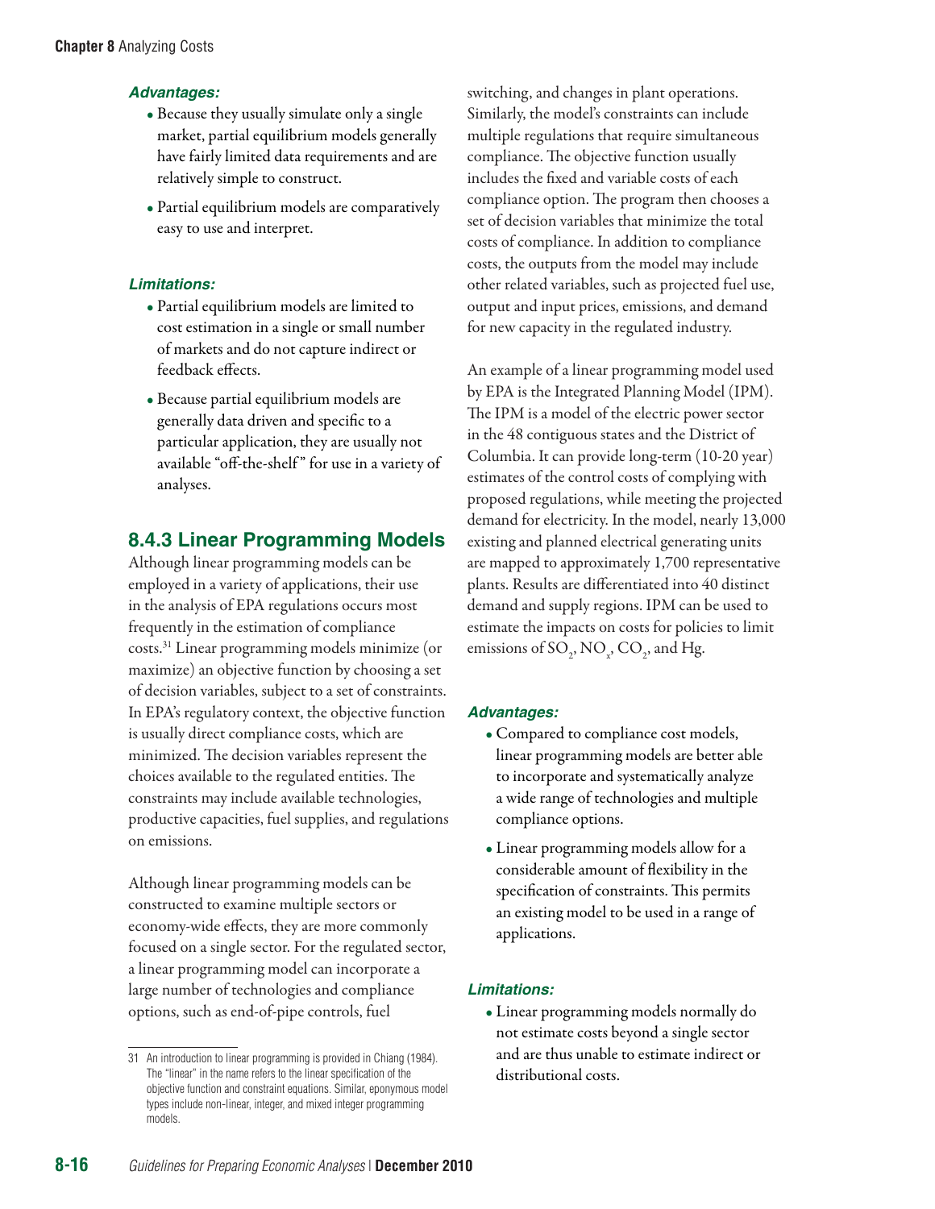***Advantages:***

- Because they usually simulate only a single market, partial equilibrium models generally have fairly limited data requirements and are relatively simple to construct.
- Partial equilibrium models are comparatively easy to use and interpret.

***Limitations:***

- Partial equilibrium models are limited to cost estimation in a single or small number of markets and do not capture indirect or feedback effects.
- Because partial equilibrium models are generally data driven and specific to a particular application, they are usually not available "off-the-shelf" for use in a variety of analyses.

## 8.4.3 Linear Programming Models

Although linear programming models can be employed in a variety of applications, their use in the analysis of EPA regulations occurs most frequently in the estimation of compliance costs.[31] Linear programming models minimize (or maximize) an objective function by choosing a set of decision variables, subject to a set of constraints. In EPA's regulatory context, the objective function is usually direct compliance costs, which are minimized. The decision variables represent the choices available to the regulated entities. The constraints may include available technologies, productive capacities, fuel supplies, and regulations on emissions.

Although linear programming models can be constructed to examine multiple sectors or economy-wide effects, they are more commonly focused on a single sector. For the regulated sector, a linear programming model can incorporate a large number of technologies and compliance options, such as end-of-pipe controls, fuel switching, and changes in plant operations. Similarly, the model's constraints can include multiple regulations that require simultaneous compliance. The objective function usually includes the fixed and variable costs of each compliance option. The program then chooses a set of decision variables that minimize the total costs of compliance. In addition to compliance costs, the outputs from the model may include other related variables, such as projected fuel use, output and input prices, emissions, and demand for new capacity in the regulated industry.

An example of a linear programming model used by EPA is the Integrated Planning Model (IPM). The IPM is a model of the electric power sector in the 48 contiguous states and the District of Columbia. It can provide long-term (10-20 year) estimates of the control costs of complying with proposed regulations, while meeting the projected demand for electricity. In the model, nearly 13,000 existing and planned electrical generating units are mapped to approximately 1,700 representative plants. Results are differentiated into 40 distinct demand and supply regions. IPM can be used to estimate the impacts on costs for policies to limit emissions of $SO_2$, $NO_x$, $CO_2$, and Hg.

***Advantages:***

- Compared to compliance cost models, linear programming models are better able to incorporate and systematically analyze a wide range of technologies and multiple compliance options.
- Linear programming models allow for a considerable amount of flexibility in the specification of constraints. This permits an existing model to be used in a range of applications.

***Limitations:***

- Linear programming models normally do not estimate costs beyond a single sector and are thus unable to estimate indirect or distributional costs.

---

31 An introduction to linear programming is provided in Chiang (1984). The "linear" in the name refers to the linear specification of the objective function and constraint equations. Similar, eponymous model types include non-linear, integer, and mixed integer programming models.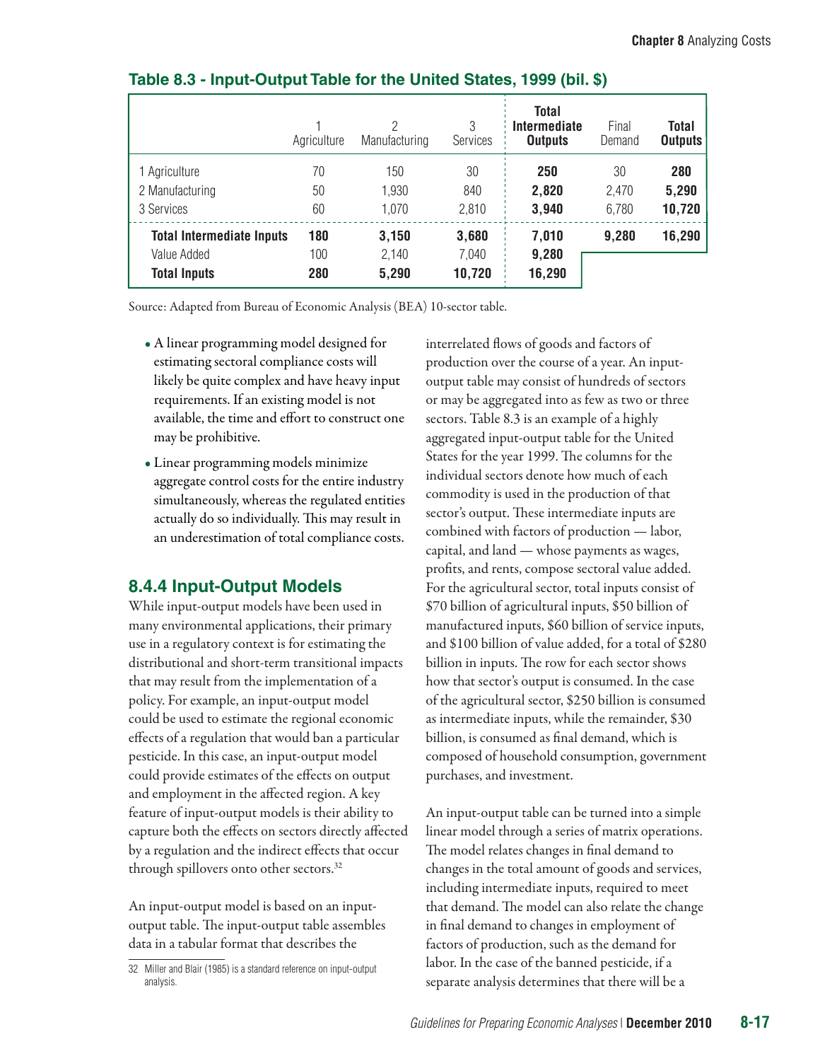**Table 8.3 - Input-Output Table for the United States, 1999 (bil. $)**

| | 1 Agriculture | 2 Manufacturing | 3 Services | **Total Intermediate Outputs** | Final Demand | **Total Outputs** |
|---|---|---|---|---|---|---|
| 1 Agriculture | 70 | 150 | 30 | **250** | 30 | **280** |
| 2 Manufacturing | 50 | 1,930 | 840 | **2,820** | 2,470 | **5,290** |
| 3 Services | 60 | 1,070 | 2,810 | **3,940** | 6,780 | **10,720** |
| **Total Intermediate Inputs** | **180** | **3,150** | **3,680** | **7,010** | **9,280** | **16,290** |
| Value Added | 100 | 2,140 | 7,040 | **9,280** | | |
| **Total Inputs** | **280** | **5,290** | **10,720** | **16,290** | | |

Source: Adapted from Bureau of Economic Analysis (BEA) 10-sector table.

- A linear programming model designed for estimating sectoral compliance costs will likely be quite complex and have heavy input requirements. If an existing model is not available, the time and effort to construct one may be prohibitive.
- Linear programming models minimize aggregate control costs for the entire industry simultaneously, whereas the regulated entities actually do so individually. This may result in an underestimation of total compliance costs.

### 8.4.4 Input-Output Models

While input-output models have been used in many environmental applications, their primary use in a regulatory context is for estimating the distributional and short-term transitional impacts that may result from the implementation of a policy. For example, an input-output model could be used to estimate the regional economic effects of a regulation that would ban a particular pesticide. In this case, an input-output model could provide estimates of the effects on output and employment in the affected region. A key feature of input-output models is their ability to capture both the effects on sectors directly affected by a regulation and the indirect effects that occur through spillovers onto other sectors.[32]

An input-output model is based on an input-output table. The input-output table assembles data in a tabular format that describes the interrelated flows of goods and factors of production over the course of a year. An input-output table may consist of hundreds of sectors or may be aggregated into as few as two or three sectors. Table 8.3 is an example of a highly aggregated input-output table for the United States for the year 1999. The columns for the individual sectors denote how much of each commodity is used in the production of that sector's output. These intermediate inputs are combined with factors of production — labor, capital, and land — whose payments as wages, profits, and rents, compose sectoral value added. For the agricultural sector, total inputs consist of \$70 billion of agricultural inputs, \$50 billion of manufactured inputs, \$60 billion of service inputs, and \$100 billion of value added, for a total of \$280 billion in inputs. The row for each sector shows how that sector's output is consumed. In the case of the agricultural sector, \$250 billion is consumed as intermediate inputs, while the remainder, \$30 billion, is consumed as final demand, which is composed of household consumption, government purchases, and investment.

An input-output table can be turned into a simple linear model through a series of matrix operations. The model relates changes in final demand to changes in the total amount of goods and services, including intermediate inputs, required to meet that demand. The model can also relate the change in final demand to changes in employment of factors of production, such as the demand for labor. In the case of the banned pesticide, if a separate analysis determines that there will be a

32 Miller and Blair (1985) is a standard reference on input-output analysis.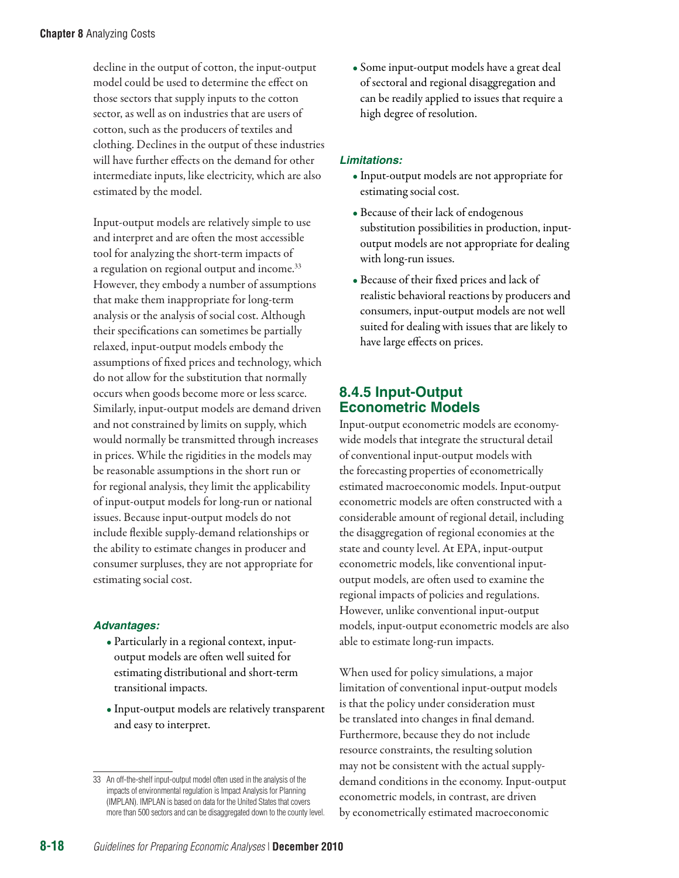decline in the output of cotton, the input-output model could be used to determine the effect on those sectors that supply inputs to the cotton sector, as well as on industries that are users of cotton, such as the producers of textiles and clothing. Declines in the output of these industries will have further effects on the demand for other intermediate inputs, like electricity, which are also estimated by the model.

Input-output models are relatively simple to use and interpret and are often the most accessible tool for analyzing the short-term impacts of a regulation on regional output and income.[33] However, they embody a number of assumptions that make them inappropriate for long-term analysis or the analysis of social cost. Although their specifications can sometimes be partially relaxed, input-output models embody the assumptions of fixed prices and technology, which do not allow for the substitution that normally occurs when goods become more or less scarce. Similarly, input-output models are demand driven and not constrained by limits on supply, which would normally be transmitted through increases in prices. While the rigidities in the models may be reasonable assumptions in the short run or for regional analysis, they limit the applicability of input-output models for long-run or national issues. Because input-output models do not include flexible supply-demand relationships or the ability to estimate changes in producer and consumer surpluses, they are not appropriate for estimating social cost.

***Advantages:***

- Particularly in a regional context, input-output models are often well suited for estimating distributional and short-term transitional impacts.
- Input-output models are relatively transparent and easy to interpret.
- Some input-output models have a great deal of sectoral and regional disaggregation and can be readily applied to issues that require a high degree of resolution.

***Limitations:***

- Input-output models are not appropriate for estimating social cost.
- Because of their lack of endogenous substitution possibilities in production, input-output models are not appropriate for dealing with long-run issues.
- Because of their fixed prices and lack of realistic behavioral reactions by producers and consumers, input-output models are not well suited for dealing with issues that are likely to have large effects on prices.

### 8.4.5 Input-Output Econometric Models

Input-output econometric models are economy-wide models that integrate the structural detail of conventional input-output models with the forecasting properties of econometrically estimated macroeconomic models. Input-output econometric models are often constructed with a considerable amount of regional detail, including the disaggregation of regional economies at the state and county level. At EPA, input-output econometric models, like conventional input-output models, are often used to examine the regional impacts of policies and regulations. However, unlike conventional input-output models, input-output econometric models are also able to estimate long-run impacts.

When used for policy simulations, a major limitation of conventional input-output models is that the policy under consideration must be translated into changes in final demand. Furthermore, because they do not include resource constraints, the resulting solution may not be consistent with the actual supply-demand conditions in the economy. Input-output econometric models, in contrast, are driven by econometrically estimated macroeconomic

---

33 An off-the-shelf input-output model often used in the analysis of the impacts of environmental regulation is Impact Analysis for Planning (IMPLAN). IMPLAN is based on data for the United States that covers more than 500 sectors and can be disaggregated down to the county level.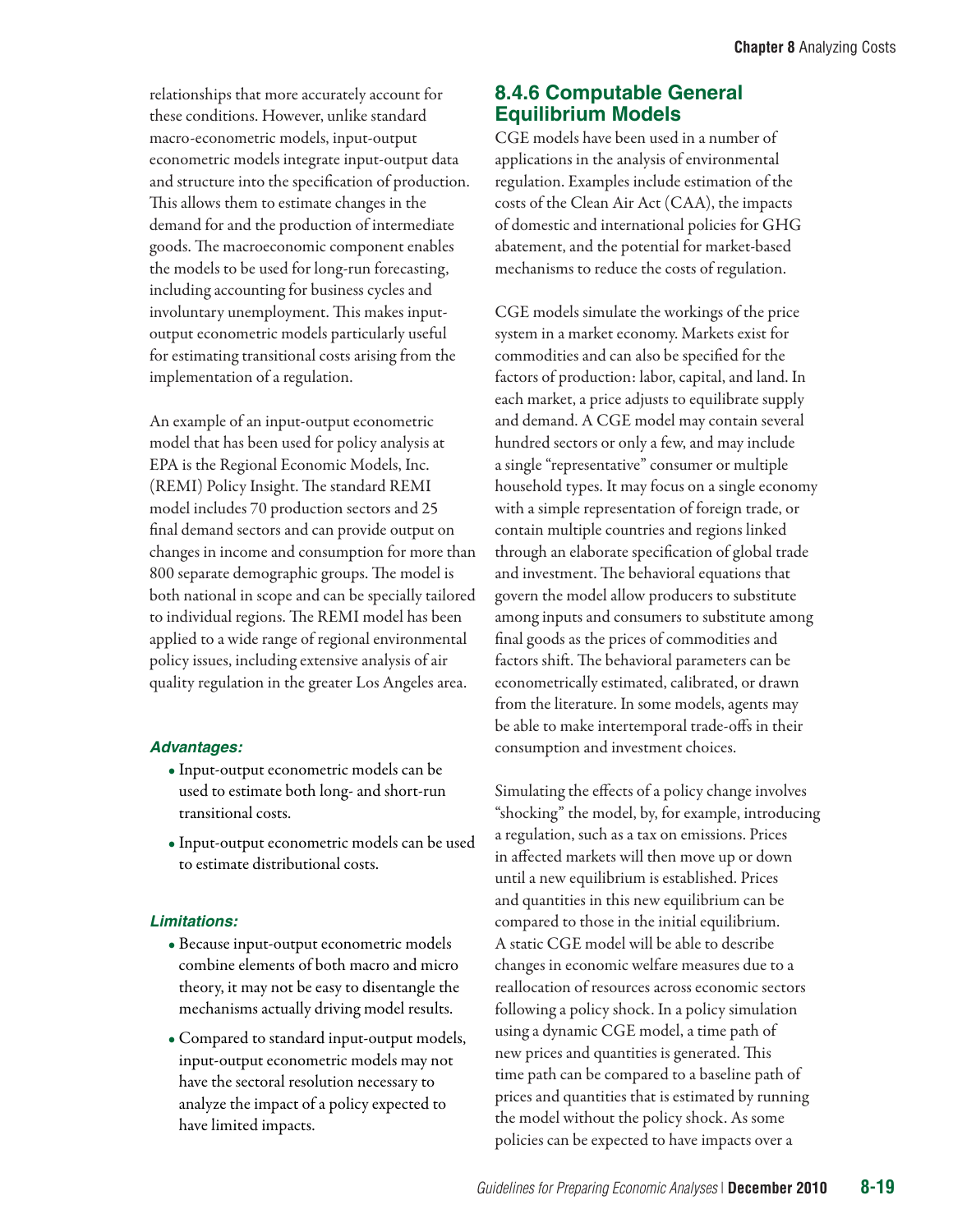relationships that more accurately account for these conditions. However, unlike standard macro-econometric models, input-output econometric models integrate input-output data and structure into the specification of production. This allows them to estimate changes in the demand for and the production of intermediate goods. The macroeconomic component enables the models to be used for long-run forecasting, including accounting for business cycles and involuntary unemployment. This makes input-output econometric models particularly useful for estimating transitional costs arising from the implementation of a regulation.

An example of an input-output econometric model that has been used for policy analysis at EPA is the Regional Economic Models, Inc. (REMI) Policy Insight. The standard REMI model includes 70 production sectors and 25 final demand sectors and can provide output on changes in income and consumption for more than 800 separate demographic groups. The model is both national in scope and can be specially tailored to individual regions. The REMI model has been applied to a wide range of regional environmental policy issues, including extensive analysis of air quality regulation in the greater Los Angeles area.

***Advantages:***

- Input-output econometric models can be used to estimate both long- and short-run transitional costs.
- Input-output econometric models can be used to estimate distributional costs.

***Limitations:***

- Because input-output econometric models combine elements of both macro and micro theory, it may not be easy to disentangle the mechanisms actually driving model results.
- Compared to standard input-output models, input-output econometric models may not have the sectoral resolution necessary to analyze the impact of a policy expected to have limited impacts.

### 8.4.6 Computable General Equilibrium Models

CGE models have been used in a number of applications in the analysis of environmental regulation. Examples include estimation of the costs of the Clean Air Act (CAA), the impacts of domestic and international policies for GHG abatement, and the potential for market-based mechanisms to reduce the costs of regulation.

CGE models simulate the workings of the price system in a market economy. Markets exist for commodities and can also be specified for the factors of production: labor, capital, and land. In each market, a price adjusts to equilibrate supply and demand. A CGE model may contain several hundred sectors or only a few, and may include a single "representative" consumer or multiple household types. It may focus on a single economy with a simple representation of foreign trade, or contain multiple countries and regions linked through an elaborate specification of global trade and investment. The behavioral equations that govern the model allow producers to substitute among inputs and consumers to substitute among final goods as the prices of commodities and factors shift. The behavioral parameters can be econometrically estimated, calibrated, or drawn from the literature. In some models, agents may be able to make intertemporal trade-offs in their consumption and investment choices.

Simulating the effects of a policy change involves "shocking" the model, by, for example, introducing a regulation, such as a tax on emissions. Prices in affected markets will then move up or down until a new equilibrium is established. Prices and quantities in this new equilibrium can be compared to those in the initial equilibrium. A static CGE model will be able to describe changes in economic welfare measures due to a reallocation of resources across economic sectors following a policy shock. In a policy simulation using a dynamic CGE model, a time path of new prices and quantities is generated. This time path can be compared to a baseline path of prices and quantities that is estimated by running the model without the policy shock. As some policies can be expected to have impacts over a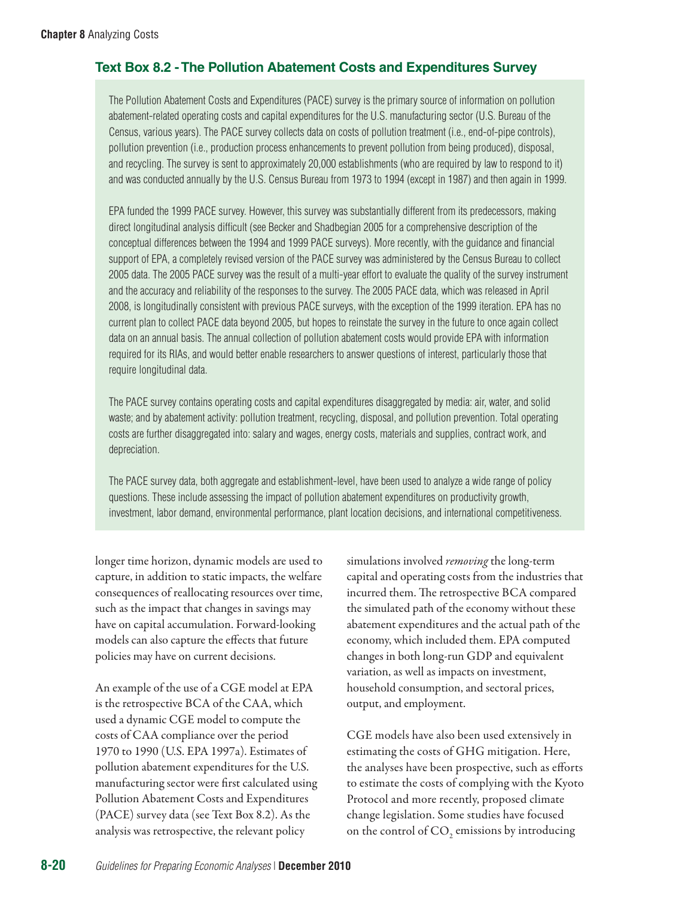### Text Box 8.2 - The Pollution Abatement Costs and Expenditures Survey

The Pollution Abatement Costs and Expenditures (PACE) survey is the primary source of information on pollution abatement-related operating costs and capital expenditures for the U.S. manufacturing sector (U.S. Bureau of the Census, various years). The PACE survey collects data on costs of pollution treatment (i.e., end-of-pipe controls), pollution prevention (i.e., production process enhancements to prevent pollution from being produced), disposal, and recycling. The survey is sent to approximately 20,000 establishments (who are required by law to respond to it) and was conducted annually by the U.S. Census Bureau from 1973 to 1994 (except in 1987) and then again in 1999.

EPA funded the 1999 PACE survey. However, this survey was substantially different from its predecessors, making direct longitudinal analysis difficult (see Becker and Shadbegian 2005 for a comprehensive description of the conceptual differences between the 1994 and 1999 PACE surveys). More recently, with the guidance and financial support of EPA, a completely revised version of the PACE survey was administered by the Census Bureau to collect 2005 data. The 2005 PACE survey was the result of a multi-year effort to evaluate the quality of the survey instrument and the accuracy and reliability of the responses to the survey. The 2005 PACE data, which was released in April 2008, is longitudinally consistent with previous PACE surveys, with the exception of the 1999 iteration. EPA has no current plan to collect PACE data beyond 2005, but hopes to reinstate the survey in the future to once again collect data on an annual basis. The annual collection of pollution abatement costs would provide EPA with information required for its RIAs, and would better enable researchers to answer questions of interest, particularly those that require longitudinal data.

The PACE survey contains operating costs and capital expenditures disaggregated by media: air, water, and solid waste; and by abatement activity: pollution treatment, recycling, disposal, and pollution prevention. Total operating costs are further disaggregated into: salary and wages, energy costs, materials and supplies, contract work, and depreciation.

The PACE survey data, both aggregate and establishment-level, have been used to analyze a wide range of policy questions. These include assessing the impact of pollution abatement expenditures on productivity growth, investment, labor demand, environmental performance, plant location decisions, and international competitiveness.

longer time horizon, dynamic models are used to capture, in addition to static impacts, the welfare consequences of reallocating resources over time, such as the impact that changes in savings may have on capital accumulation. Forward-looking models can also capture the effects that future policies may have on current decisions.

An example of the use of a CGE model at EPA is the retrospective BCA of the CAA, which used a dynamic CGE model to compute the costs of CAA compliance over the period 1970 to 1990 (U.S. EPA 1997a). Estimates of pollution abatement expenditures for the U.S. manufacturing sector were first calculated using Pollution Abatement Costs and Expenditures (PACE) survey data (see Text Box 8.2). As the analysis was retrospective, the relevant policy simulations involved *removing* the long-term capital and operating costs from the industries that incurred them. The retrospective BCA compared the simulated path of the economy without these abatement expenditures and the actual path of the economy, which included them. EPA computed changes in both long-run GDP and equivalent variation, as well as impacts on investment, household consumption, and sectoral prices, output, and employment.

CGE models have also been used extensively in estimating the costs of GHG mitigation. Here, the analyses have been prospective, such as efforts to estimate the costs of complying with the Kyoto Protocol and more recently, proposed climate change legislation. Some studies have focused on the control of $CO_2$ emissions by introducing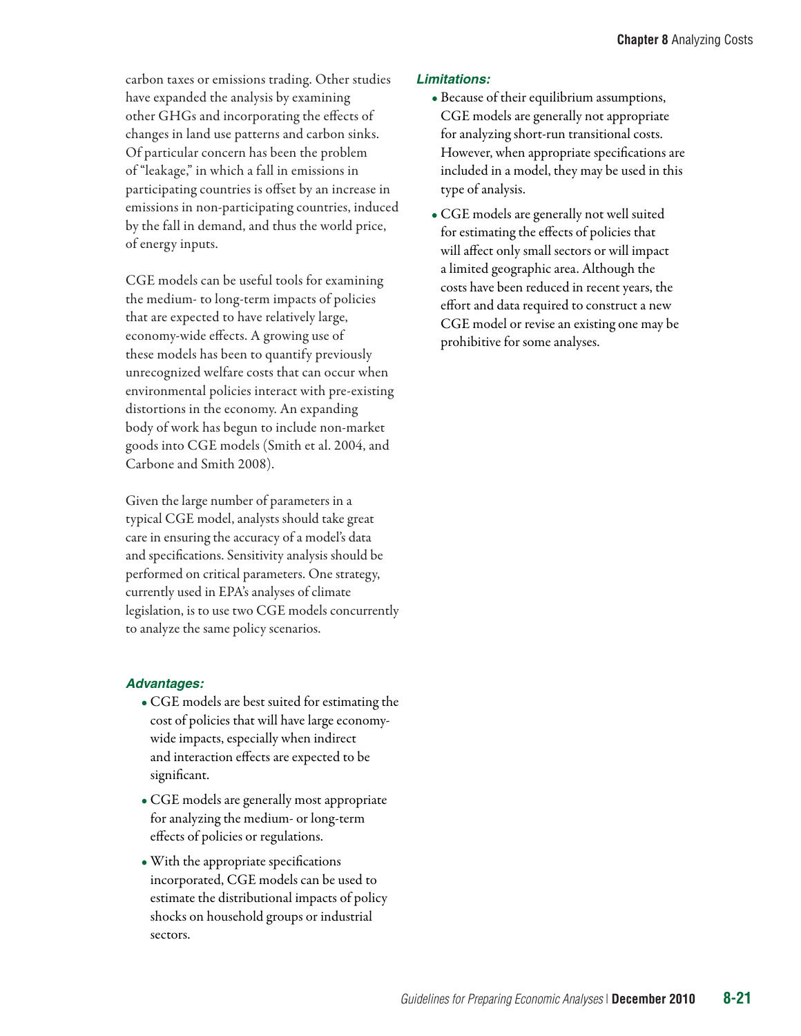carbon taxes or emissions trading. Other studies have expanded the analysis by examining other GHGs and incorporating the effects of changes in land use patterns and carbon sinks. Of particular concern has been the problem of "leakage," in which a fall in emissions in participating countries is offset by an increase in emissions in non-participating countries, induced by the fall in demand, and thus the world price, of energy inputs.

CGE models can be useful tools for examining the medium- to long-term impacts of policies that are expected to have relatively large, economy-wide effects. A growing use of these models has been to quantify previously unrecognized welfare costs that can occur when environmental policies interact with pre-existing distortions in the economy. An expanding body of work has begun to include non-market goods into CGE models (Smith et al. 2004, and Carbone and Smith 2008).

Given the large number of parameters in a typical CGE model, analysts should take great care in ensuring the accuracy of a model's data and specifications. Sensitivity analysis should be performed on critical parameters. One strategy, currently used in EPA's analyses of climate legislation, is to use two CGE models concurrently to analyze the same policy scenarios.

***Advantages:***

- CGE models are best suited for estimating the cost of policies that will have large economy-wide impacts, especially when indirect and interaction effects are expected to be significant.
- CGE models are generally most appropriate for analyzing the medium- or long-term effects of policies or regulations.
- With the appropriate specifications incorporated, CGE models can be used to estimate the distributional impacts of policy shocks on household groups or industrial sectors.

***Limitations:***

- Because of their equilibrium assumptions, CGE models are generally not appropriate for analyzing short-run transitional costs. However, when appropriate specifications are included in a model, they may be used in this type of analysis.
- CGE models are generally not well suited for estimating the effects of policies that will affect only small sectors or will impact a limited geographic area. Although the costs have been reduced in recent years, the effort and data required to construct a new CGE model or revise an existing one may be prohibitive for some analyses.